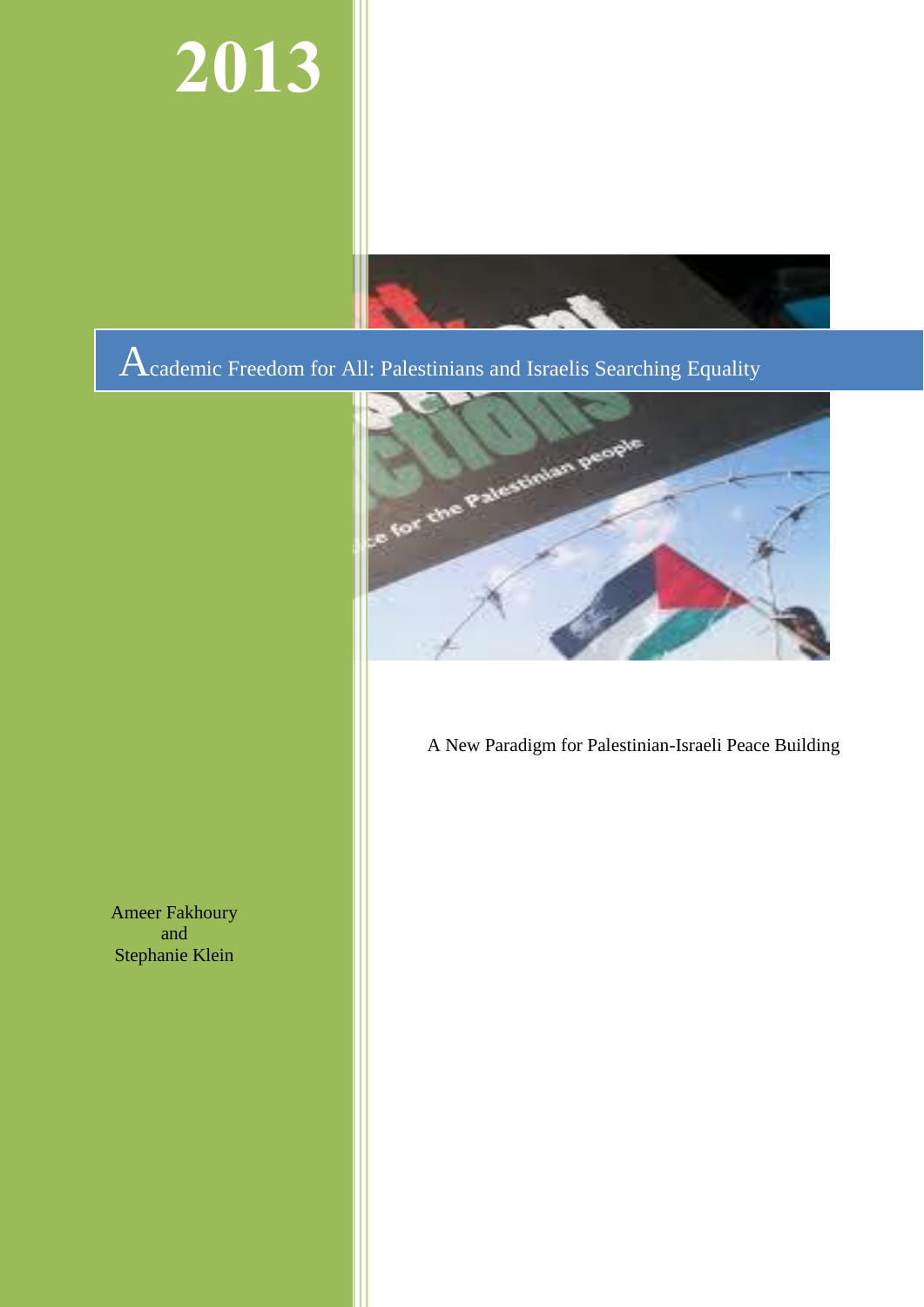# 2013

## Academic Freedom for All: Palestinians and Israelis Searching Equality

A New Paradigm for Palestinian-Israeli Peace Building

Ameer Fakhoury
and
Stephanie Klein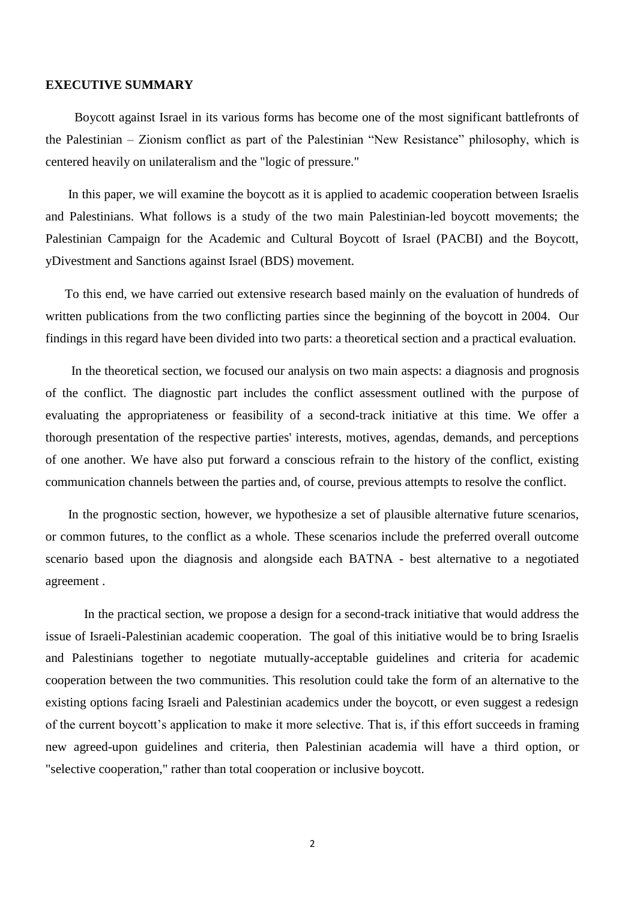**EXECUTIVE SUMMARY**

Boycott against Israel in its various forms has become one of the most significant battlefronts of the Palestinian – Zionism conflict as part of the Palestinian “New Resistance” philosophy, which is centered heavily on unilateralism and the "logic of pressure."

In this paper, we will examine the boycott as it is applied to academic cooperation between Israelis and Palestinians. What follows is a study of the two main Palestinian-led boycott movements; the Palestinian Campaign for the Academic and Cultural Boycott of Israel (PACBI) and the Boycott, yDivestment and Sanctions against Israel (BDS) movement.

To this end, we have carried out extensive research based mainly on the evaluation of hundreds of written publications from the two conflicting parties since the beginning of the boycott in 2004. Our findings in this regard have been divided into two parts: a theoretical section and a practical evaluation.

In the theoretical section, we focused our analysis on two main aspects: a diagnosis and prognosis of the conflict. The diagnostic part includes the conflict assessment outlined with the purpose of evaluating the appropriateness or feasibility of a second-track initiative at this time. We offer a thorough presentation of the respective parties' interests, motives, agendas, demands, and perceptions of one another. We have also put forward a conscious refrain to the history of the conflict, existing communication channels between the parties and, of course, previous attempts to resolve the conflict.

In the prognostic section, however, we hypothesize a set of plausible alternative future scenarios, or common futures, to the conflict as a whole. These scenarios include the preferred overall outcome scenario based upon the diagnosis and alongside each BATNA - best alternative to a negotiated agreement .

In the practical section, we propose a design for a second-track initiative that would address the issue of Israeli-Palestinian academic cooperation. The goal of this initiative would be to bring Israelis and Palestinians together to negotiate mutually-acceptable guidelines and criteria for academic cooperation between the two communities. This resolution could take the form of an alternative to the existing options facing Israeli and Palestinian academics under the boycott, or even suggest a redesign of the current boycott’s application to make it more selective. That is, if this effort succeeds in framing new agreed-upon guidelines and criteria, then Palestinian academia will have a third option, or "selective cooperation," rather than total cooperation or inclusive boycott.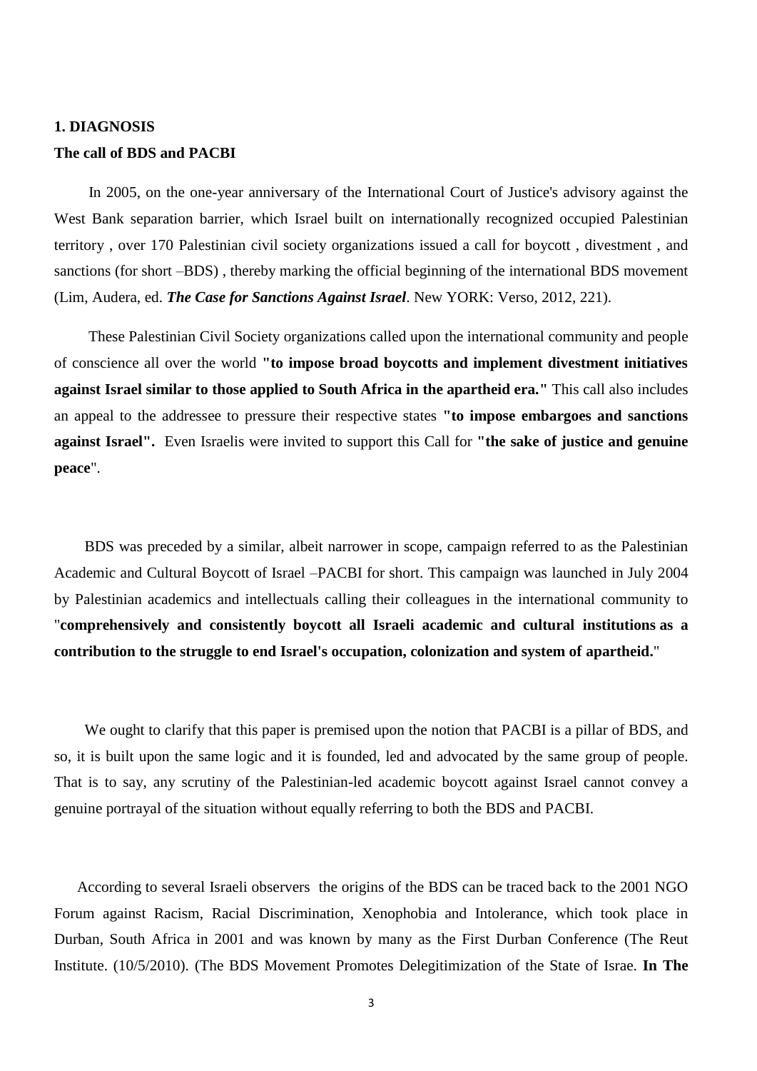**1. DIAGNOSIS**

**The call of BDS and PACBI**

In 2005, on the one-year anniversary of the International Court of Justice's advisory against the West Bank separation barrier, which Israel built on internationally recognized occupied Palestinian territory , over 170 Palestinian civil society organizations issued a call for boycott , divestment , and sanctions (for short –BDS) , thereby marking the official beginning of the international BDS movement (Lim, Audera, ed. ***The Case for Sanctions Against Israel***. New YORK: Verso, 2012, 221).

These Palestinian Civil Society organizations called upon the international community and people of conscience all over the world **"to impose broad boycotts and implement divestment initiatives against Israel similar to those applied to South Africa in the apartheid era."** This call also includes an appeal to the addressee to pressure their respective states **"to impose embargoes and sanctions against Israel".** Even Israelis were invited to support this Call for **"the sake of justice and genuine peace**".

BDS was preceded by a similar, albeit narrower in scope, campaign referred to as the Palestinian Academic and Cultural Boycott of Israel –PACBI for short. This campaign was launched in July 2004 by Palestinian academics and intellectuals calling their colleagues in the international community to "**comprehensively and consistently boycott all Israeli academic and cultural institutions as a contribution to the struggle to end Israel's occupation, colonization and system of apartheid.**"

We ought to clarify that this paper is premised upon the notion that PACBI is a pillar of BDS, and so, it is built upon the same logic and it is founded, led and advocated by the same group of people. That is to say, any scrutiny of the Palestinian-led academic boycott against Israel cannot convey a genuine portrayal of the situation without equally referring to both the BDS and PACBI.

According to several Israeli observers the origins of the BDS can be traced back to the 2001 NGO Forum against Racism, Racial Discrimination, Xenophobia and Intolerance, which took place in Durban, South Africa in 2001 and was known by many as the First Durban Conference (The Reut Institute. (10/5/2010). (The BDS Movement Promotes Delegitimization of the State of Israe. **In The**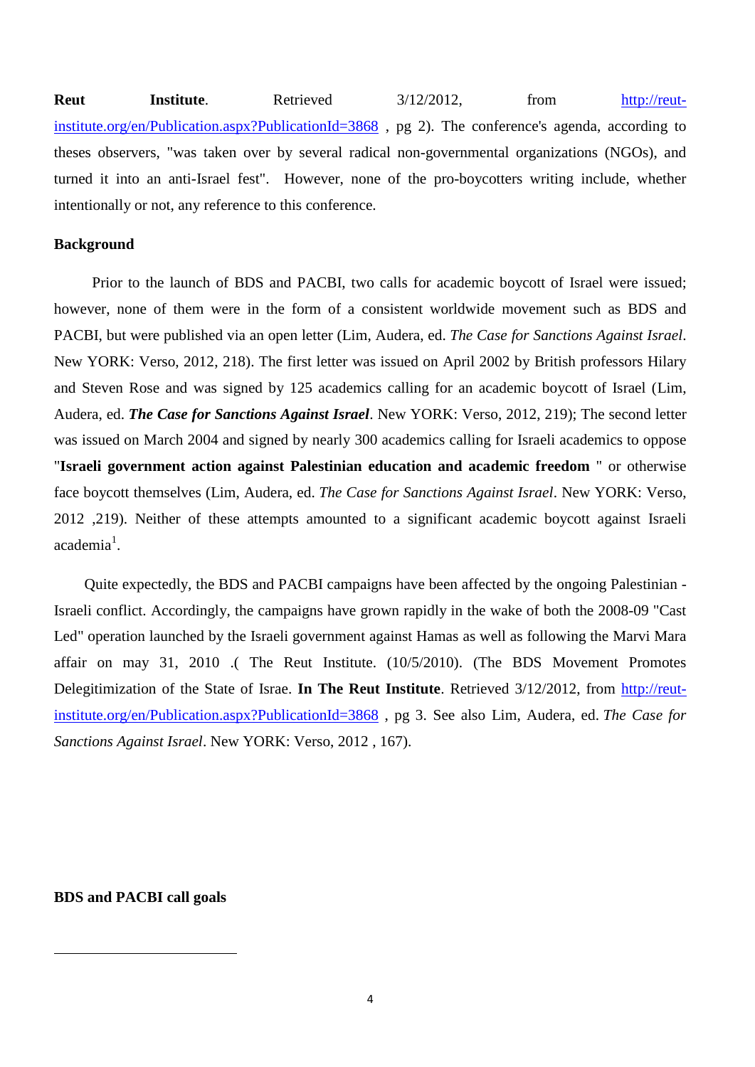**Reut Institute**. Retrieved 3/12/2012, from [http://reut-institute.org/en/Publication.aspx?PublicationId=3868](http://reut-institute.org/en/Publication.aspx?PublicationId=3868) , pg 2). The conference's agenda, according to theses observers, "was taken over by several radical non-governmental organizations (NGOs), and turned it into an anti-Israel fest". However, none of the pro-boycotters writing include, whether intentionally or not, any reference to this conference.

**Background**

Prior to the launch of BDS and PACBI, two calls for academic boycott of Israel were issued; however, none of them were in the form of a consistent worldwide movement such as BDS and PACBI, but were published via an open letter (Lim, Audera, ed. *The Case for Sanctions Against Israel*. New YORK: Verso, 2012, 218). The first letter was issued on April 2002 by British professors Hilary and Steven Rose and was signed by 125 academics calling for an academic boycott of Israel (Lim, Audera, ed. ***The Case for Sanctions Against Israel***. New YORK: Verso, 2012, 219); The second letter was issued on March 2004 and signed by nearly 300 academics calling for Israeli academics to oppose "**Israeli government action against Palestinian education and academic freedom** " or otherwise face boycott themselves (Lim, Audera, ed. *The Case for Sanctions Against Israel*. New YORK: Verso, 2012 ,219). Neither of these attempts amounted to a significant academic boycott against Israeli academia[1].

Quite expectedly, the BDS and PACBI campaigns have been affected by the ongoing Palestinian - Israeli conflict. Accordingly, the campaigns have grown rapidly in the wake of both the 2008-09 "Cast Led" operation launched by the Israeli government against Hamas as well as following the Marvi Mara affair on may 31, 2010 .( The Reut Institute. (10/5/2010). (The BDS Movement Promotes Delegitimization of the State of Israe. **In The Reut Institute**. Retrieved 3/12/2012, from [http://reut-institute.org/en/Publication.aspx?PublicationId=3868](http://reut-institute.org/en/Publication.aspx?PublicationId=3868) , pg 3. See also Lim, Audera, ed. *The Case for Sanctions Against Israel*. New YORK: Verso, 2012 , 167).

**BDS and PACBI call goals**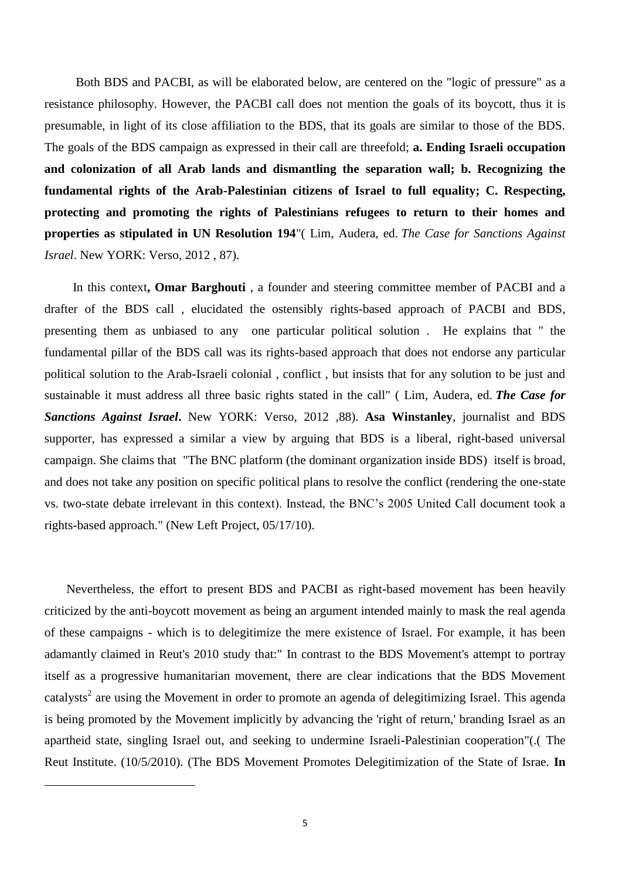Both BDS and PACBI, as will be elaborated below, are centered on the "logic of pressure" as a resistance philosophy. However, the PACBI call does not mention the goals of its boycott, thus it is presumable, in light of its close affiliation to the BDS, that its goals are similar to those of the BDS. The goals of the BDS campaign as expressed in their call are threefold; **a. Ending Israeli occupation and colonization of all Arab lands and dismantling the separation wall; b. Recognizing the fundamental rights of the Arab-Palestinian citizens of Israel to full equality; C. Respecting, protecting and promoting the rights of Palestinians refugees to return to their homes and properties as stipulated in UN Resolution 194**"( Lim, Audera, ed. *The Case for Sanctions Against Israel*. New YORK: Verso, 2012 , 87).

In this context**, Omar Barghouti** , a founder and steering committee member of PACBI and a drafter of the BDS call , elucidated the ostensibly rights-based approach of PACBI and BDS, presenting them as unbiased to any one particular political solution . He explains that " the fundamental pillar of the BDS call was its rights-based approach that does not endorse any particular political solution to the Arab-Israeli colonial , conflict , but insists that for any solution to be just and sustainable it must address all three basic rights stated in the call" ( Lim, Audera, ed. ***The Case for Sanctions Against Israel*****.** New YORK: Verso, 2012 ,88). **Asa Winstanley**, journalist and BDS supporter, has expressed a similar a view by arguing that BDS is a liberal, right-based universal campaign. She claims that "The BNC platform (the dominant organization inside BDS) itself is broad, and does not take any position on specific political plans to resolve the conflict (rendering the one-state vs. two-state debate irrelevant in this context). Instead, the BNC's 2005 United Call document took a rights-based approach." (New Left Project, 05/17/10).

Nevertheless, the effort to present BDS and PACBI as right-based movement has been heavily criticized by the anti-boycott movement as being an argument intended mainly to mask the real agenda of these campaigns - which is to delegitimize the mere existence of Israel. For example, it has been adamantly claimed in Reut's 2010 study that:" In contrast to the BDS Movement's attempt to portray itself as a progressive humanitarian movement, there are clear indications that the BDS Movement catalysts[2] are using the Movement in order to promote an agenda of delegitimizing Israel. This agenda is being promoted by the Movement implicitly by advancing the 'right of return,' branding Israel as an apartheid state, singling Israel out, and seeking to undermine Israeli-Palestinian cooperation"(.( The Reut Institute. (10/5/2010). (The BDS Movement Promotes Delegitimization of the State of Israe. **In**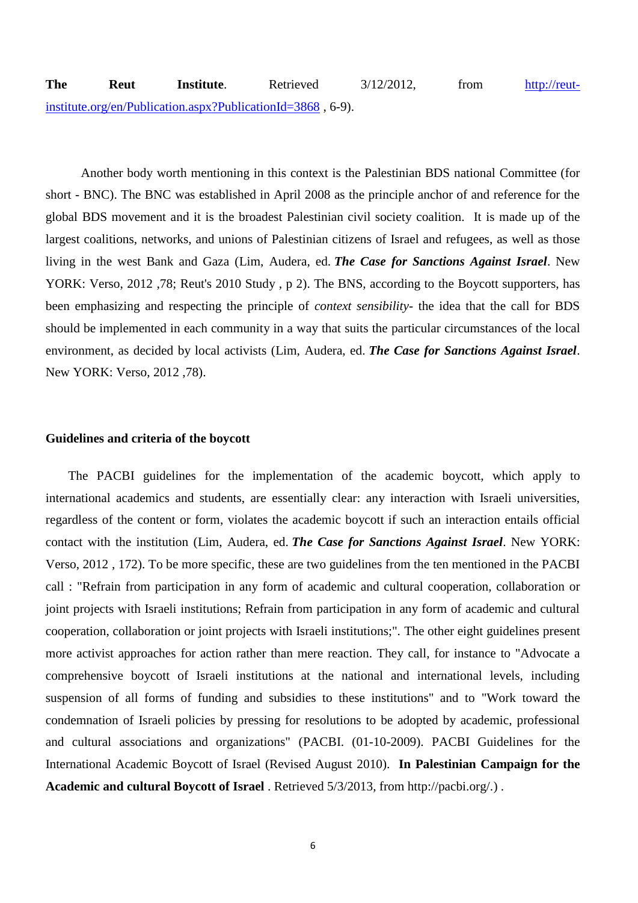**The Reut Institute**. Retrieved 3/12/2012, from [http://reut-institute.org/en/Publication.aspx?PublicationId=3868](http://reut-institute.org/en/Publication.aspx?PublicationId=3868) , 6-9).

Another body worth mentioning in this context is the Palestinian BDS national Committee (for short - BNC). The BNC was established in April 2008 as the principle anchor of and reference for the global BDS movement and it is the broadest Palestinian civil society coalition. It is made up of the largest coalitions, networks, and unions of Palestinian citizens of Israel and refugees, as well as those living in the west Bank and Gaza (Lim, Audera, ed. ***The Case for Sanctions Against Israel***. New YORK: Verso, 2012 ,78; Reut's 2010 Study , p 2). The BNS, according to the Boycott supporters, has been emphasizing and respecting the principle of *context sensibility*- the idea that the call for BDS should be implemented in each community in a way that suits the particular circumstances of the local environment, as decided by local activists (Lim, Audera, ed. ***The Case for Sanctions Against Israel***. New YORK: Verso, 2012 ,78).

**Guidelines and criteria of the boycott**

The PACBI guidelines for the implementation of the academic boycott, which apply to international academics and students, are essentially clear: any interaction with Israeli universities, regardless of the content or form, violates the academic boycott if such an interaction entails official contact with the institution (Lim, Audera, ed. ***The Case for Sanctions Against Israel***. New YORK: Verso, 2012 , 172). To be more specific, these are two guidelines from the ten mentioned in the PACBI call : "Refrain from participation in any form of academic and cultural cooperation, collaboration or joint projects with Israeli institutions; Refrain from participation in any form of academic and cultural cooperation, collaboration or joint projects with Israeli institutions;". The other eight guidelines present more activist approaches for action rather than mere reaction. They call, for instance to "Advocate a comprehensive boycott of Israeli institutions at the national and international levels, including suspension of all forms of funding and subsidies to these institutions" and to "Work toward the condemnation of Israeli policies by pressing for resolutions to be adopted by academic, professional and cultural associations and organizations" (PACBI. (01-10-2009). PACBI Guidelines for the International Academic Boycott of Israel (Revised August 2010). **In Palestinian Campaign for the Academic and cultural Boycott of Israel** . Retrieved 5/3/2013, from http://pacbi.org/.) .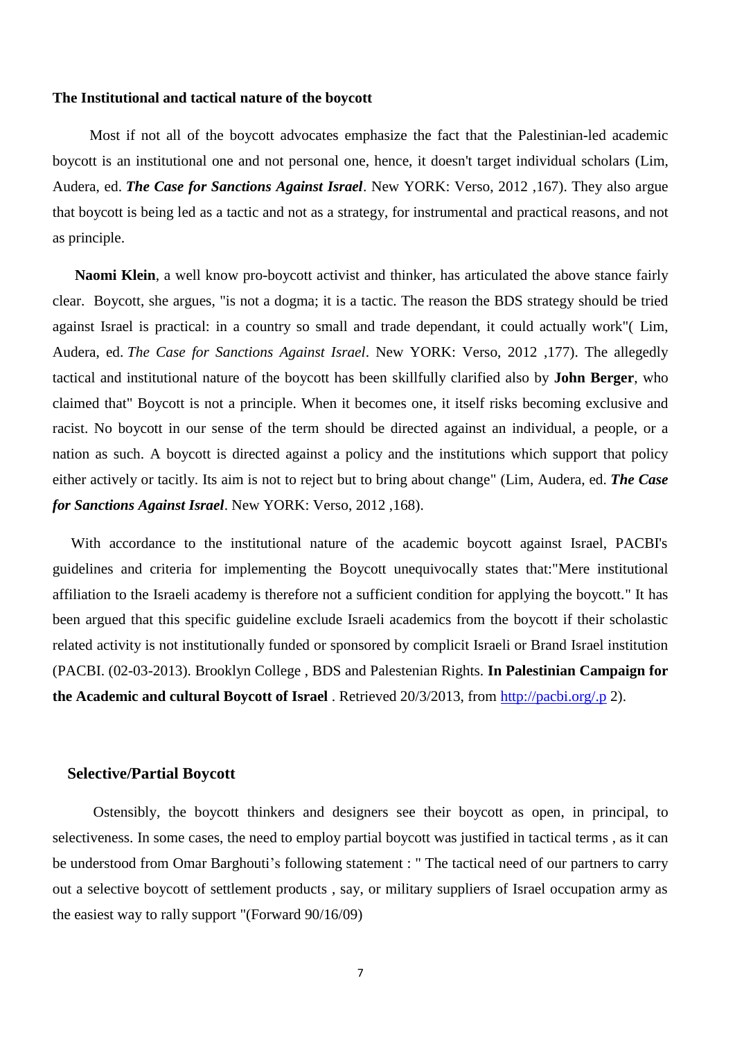**The Institutional and tactical nature of the boycott**

Most if not all of the boycott advocates emphasize the fact that the Palestinian-led academic boycott is an institutional one and not personal one, hence, it doesn't target individual scholars (Lim, Audera, ed. ***The Case for Sanctions Against Israel***. New YORK: Verso, 2012 ,167). They also argue that boycott is being led as a tactic and not as a strategy, for instrumental and practical reasons, and not as principle.

**Naomi Klein**, a well know pro-boycott activist and thinker, has articulated the above stance fairly clear. Boycott, she argues, "is not a dogma; it is a tactic. The reason the BDS strategy should be tried against Israel is practical: in a country so small and trade dependant, it could actually work"( Lim, Audera, ed. *The Case for Sanctions Against Israel*. New YORK: Verso, 2012 ,177). The allegedly tactical and institutional nature of the boycott has been skillfully clarified also by **John Berger**, who claimed that" Boycott is not a principle. When it becomes one, it itself risks becoming exclusive and racist. No boycott in our sense of the term should be directed against an individual, a people, or a nation as such. A boycott is directed against a policy and the institutions which support that policy either actively or tacitly. Its aim is not to reject but to bring about change" (Lim, Audera, ed. ***The Case for Sanctions Against Israel***. New YORK: Verso, 2012 ,168).

With accordance to the institutional nature of the academic boycott against Israel, PACBI's guidelines and criteria for implementing the Boycott unequivocally states that:"Mere institutional affiliation to the Israeli academy is therefore not a sufficient condition for applying the boycott." It has been argued that this specific guideline exclude Israeli academics from the boycott if their scholastic related activity is not institutionally funded or sponsored by complicit Israeli or Brand Israel institution (PACBI. (02-03-2013). Brooklyn College , BDS and Palestenian Rights. **In Palestinian Campaign for the Academic and cultural Boycott of Israel** . Retrieved 20/3/2013, from http://pacbi.org/.p 2).

**Selective/Partial Boycott**

Ostensibly, the boycott thinkers and designers see their boycott as open, in principal, to selectiveness. In some cases, the need to employ partial boycott was justified in tactical terms , as it can be understood from Omar Barghouti's following statement : " The tactical need of our partners to carry out a selective boycott of settlement products , say, or military suppliers of Israel occupation army as the easiest way to rally support "(Forward 90/16/09)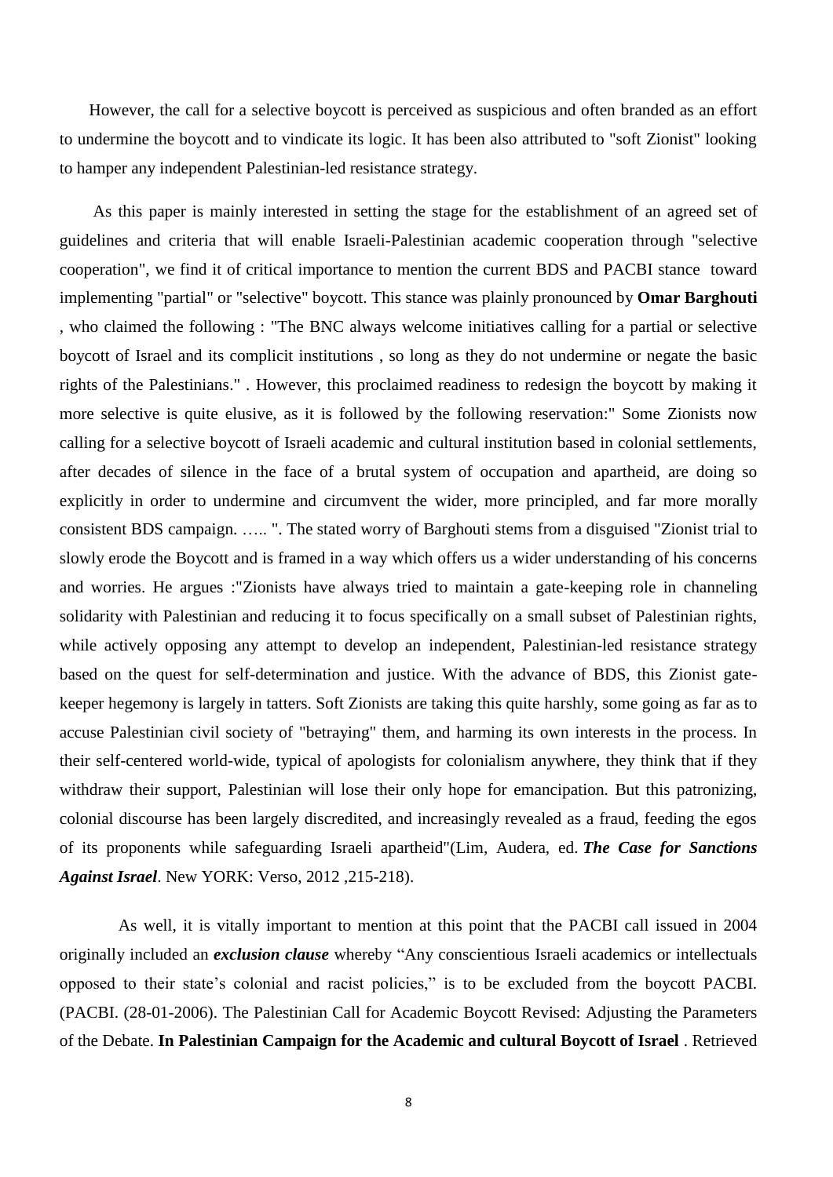However, the call for a selective boycott is perceived as suspicious and often branded as an effort to undermine the boycott and to vindicate its logic. It has been also attributed to "soft Zionist" looking to hamper any independent Palestinian-led resistance strategy.

As this paper is mainly interested in setting the stage for the establishment of an agreed set of guidelines and criteria that will enable Israeli-Palestinian academic cooperation through "selective cooperation", we find it of critical importance to mention the current BDS and PACBI stance toward implementing "partial" or "selective" boycott. This stance was plainly pronounced by **Omar Barghouti** , who claimed the following : "The BNC always welcome initiatives calling for a partial or selective boycott of Israel and its complicit institutions , so long as they do not undermine or negate the basic rights of the Palestinians." . However, this proclaimed readiness to redesign the boycott by making it more selective is quite elusive, as it is followed by the following reservation:" Some Zionists now calling for a selective boycott of Israeli academic and cultural institution based in colonial settlements, after decades of silence in the face of a brutal system of occupation and apartheid, are doing so explicitly in order to undermine and circumvent the wider, more principled, and far more morally consistent BDS campaign. ….. ". The stated worry of Barghouti stems from a disguised "Zionist trial to slowly erode the Boycott and is framed in a way which offers us a wider understanding of his concerns and worries. He argues :"Zionists have always tried to maintain a gate-keeping role in channeling solidarity with Palestinian and reducing it to focus specifically on a small subset of Palestinian rights, while actively opposing any attempt to develop an independent, Palestinian-led resistance strategy based on the quest for self-determination and justice. With the advance of BDS, this Zionist gate-keeper hegemony is largely in tatters. Soft Zionists are taking this quite harshly, some going as far as to accuse Palestinian civil society of "betraying" them, and harming its own interests in the process. In their self-centered world-wide, typical of apologists for colonialism anywhere, they think that if they withdraw their support, Palestinian will lose their only hope for emancipation. But this patronizing, colonial discourse has been largely discredited, and increasingly revealed as a fraud, feeding the egos of its proponents while safeguarding Israeli apartheid"(Lim, Audera, ed. ***The Case for Sanctions Against Israel***. New YORK: Verso, 2012 ,215-218).

As well, it is vitally important to mention at this point that the PACBI call issued in 2004 originally included an ***exclusion clause*** whereby "Any conscientious Israeli academics or intellectuals opposed to their state's colonial and racist policies," is to be excluded from the boycott PACBI. (PACBI. (28-01-2006). The Palestinian Call for Academic Boycott Revised: Adjusting the Parameters of the Debate. **In Palestinian Campaign for the Academic and cultural Boycott of Israel** . Retrieved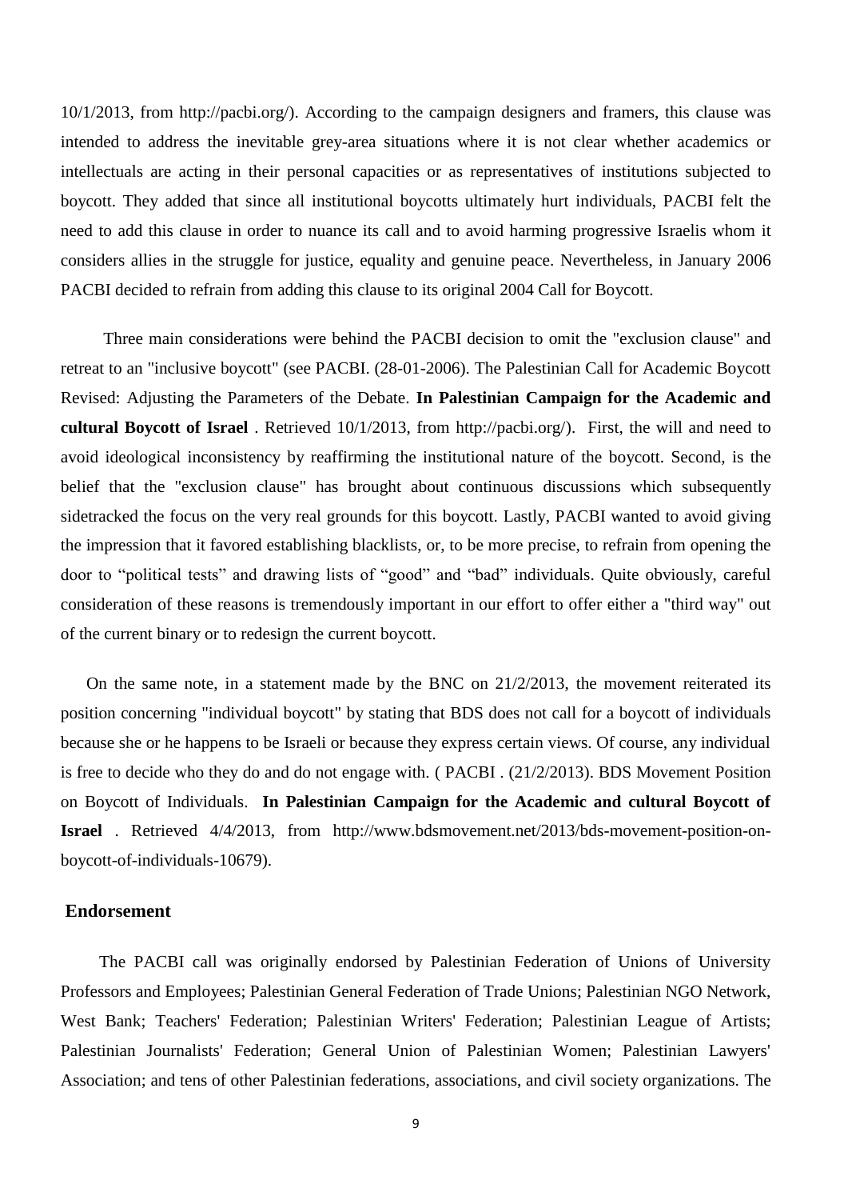10/1/2013, from http://pacbi.org/). According to the campaign designers and framers, this clause was intended to address the inevitable grey-area situations where it is not clear whether academics or intellectuals are acting in their personal capacities or as representatives of institutions subjected to boycott. They added that since all institutional boycotts ultimately hurt individuals, PACBI felt the need to add this clause in order to nuance its call and to avoid harming progressive Israelis whom it considers allies in the struggle for justice, equality and genuine peace. Nevertheless, in January 2006 PACBI decided to refrain from adding this clause to its original 2004 Call for Boycott.

Three main considerations were behind the PACBI decision to omit the "exclusion clause" and retreat to an "inclusive boycott" (see PACBI. (28-01-2006). The Palestinian Call for Academic Boycott Revised: Adjusting the Parameters of the Debate. **In Palestinian Campaign for the Academic and cultural Boycott of Israel** . Retrieved 10/1/2013, from http://pacbi.org/). First, the will and need to avoid ideological inconsistency by reaffirming the institutional nature of the boycott. Second, is the belief that the "exclusion clause" has brought about continuous discussions which subsequently sidetracked the focus on the very real grounds for this boycott. Lastly, PACBI wanted to avoid giving the impression that it favored establishing blacklists, or, to be more precise, to refrain from opening the door to "political tests" and drawing lists of "good" and "bad" individuals. Quite obviously, careful consideration of these reasons is tremendously important in our effort to offer either a "third way" out of the current binary or to redesign the current boycott.

On the same note, in a statement made by the BNC on 21/2/2013, the movement reiterated its position concerning "individual boycott" by stating that BDS does not call for a boycott of individuals because she or he happens to be Israeli or because they express certain views. Of course, any individual is free to decide who they do and do not engage with. ( PACBI . (21/2/2013). BDS Movement Position on Boycott of Individuals. **In Palestinian Campaign for the Academic and cultural Boycott of Israel** . Retrieved 4/4/2013, from http://www.bdsmovement.net/2013/bds-movement-position-on-boycott-of-individuals-10679).

## Endorsement

The PACBI call was originally endorsed by Palestinian Federation of Unions of University Professors and Employees; Palestinian General Federation of Trade Unions; Palestinian NGO Network, West Bank; Teachers' Federation; Palestinian Writers' Federation; Palestinian League of Artists; Palestinian Journalists' Federation; General Union of Palestinian Women; Palestinian Lawyers' Association; and tens of other Palestinian federations, associations, and civil society organizations. The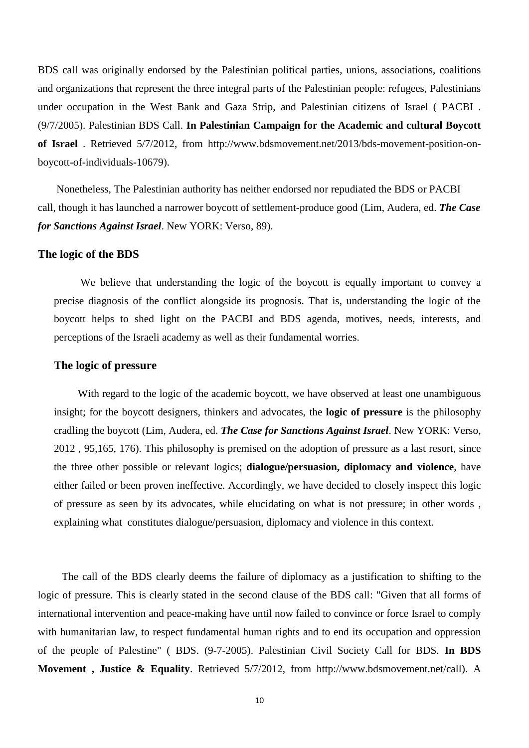BDS call was originally endorsed by the Palestinian political parties, unions, associations, coalitions and organizations that represent the three integral parts of the Palestinian people: refugees, Palestinians under occupation in the West Bank and Gaza Strip, and Palestinian citizens of Israel ( PACBI . (9/7/2005). Palestinian BDS Call. **In Palestinian Campaign for the Academic and cultural Boycott of Israel** . Retrieved 5/7/2012, from http://www.bdsmovement.net/2013/bds-movement-position-on-boycott-of-individuals-10679).

Nonetheless, The Palestinian authority has neither endorsed nor repudiated the BDS or PACBI call, though it has launched a narrower boycott of settlement-produce good (Lim, Audera, ed. ***The Case for Sanctions Against Israel***. New YORK: Verso, 89).

## The logic of the BDS

We believe that understanding the logic of the boycott is equally important to convey a precise diagnosis of the conflict alongside its prognosis. That is, understanding the logic of the boycott helps to shed light on the PACBI and BDS agenda, motives, needs, interests, and perceptions of the Israeli academy as well as their fundamental worries.

### The logic of pressure

With regard to the logic of the academic boycott, we have observed at least one unambiguous insight; for the boycott designers, thinkers and advocates, the **logic of pressure** is the philosophy cradling the boycott (Lim, Audera, ed. ***The Case for Sanctions Against Israel***. New YORK: Verso, 2012 , 95,165, 176). This philosophy is premised on the adoption of pressure as a last resort, since the three other possible or relevant logics; **dialogue/persuasion, diplomacy and violence**, have either failed or been proven ineffective. Accordingly, we have decided to closely inspect this logic of pressure as seen by its advocates, while elucidating on what is not pressure; in other words , explaining what constitutes dialogue/persuasion, diplomacy and violence in this context.

The call of the BDS clearly deems the failure of diplomacy as a justification to shifting to the logic of pressure. This is clearly stated in the second clause of the BDS call: "Given that all forms of international intervention and peace-making have until now failed to convince or force Israel to comply with humanitarian law, to respect fundamental human rights and to end its occupation and oppression of the people of Palestine" ( BDS. (9-7-2005). Palestinian Civil Society Call for BDS. **In BDS Movement , Justice & Equality**. Retrieved 5/7/2012, from http://www.bdsmovement.net/call). A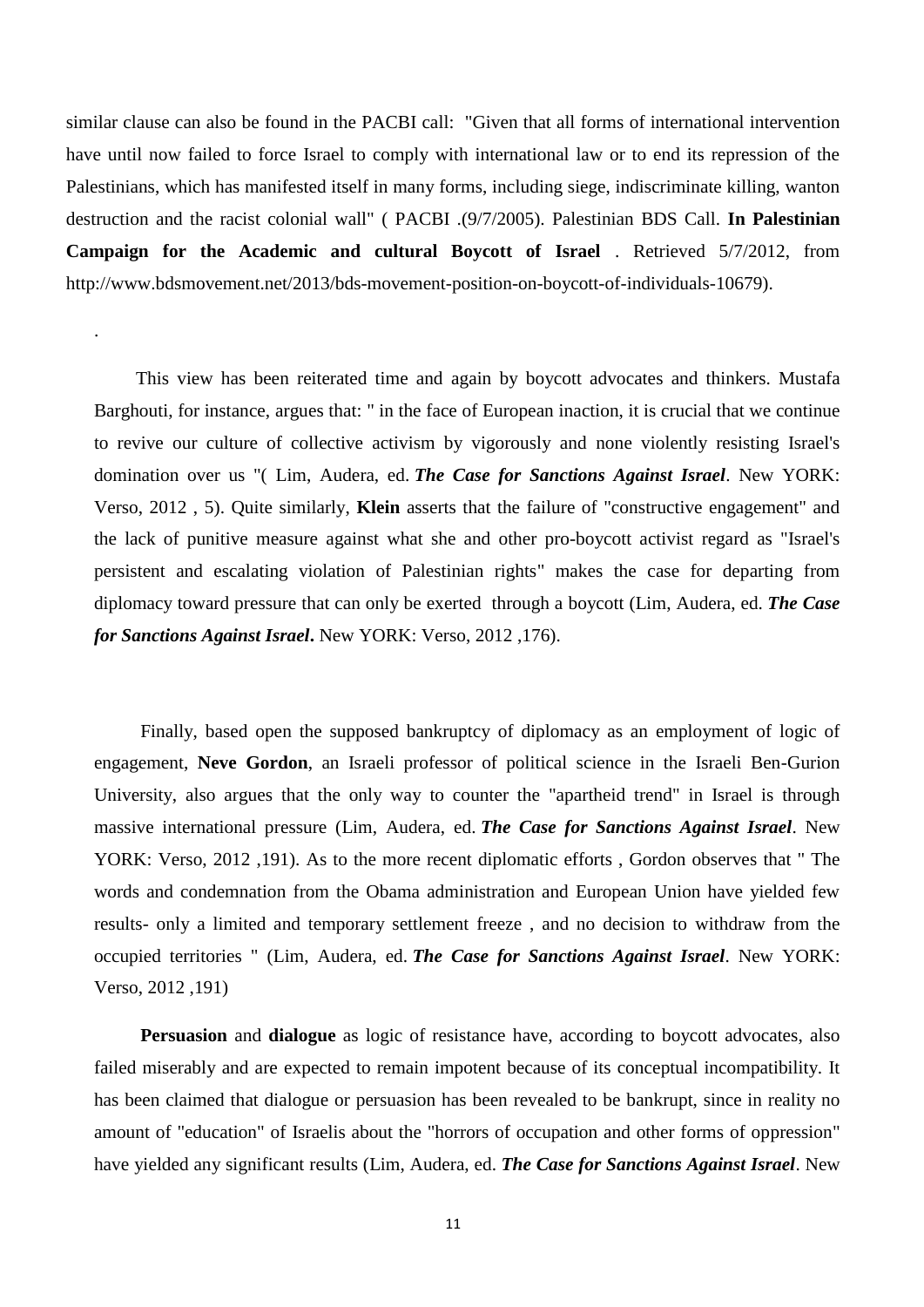similar clause can also be found in the PACBI call: "Given that all forms of international intervention have until now failed to force Israel to comply with international law or to end its repression of the Palestinians, which has manifested itself in many forms, including siege, indiscriminate killing, wanton destruction and the racist colonial wall" ( PACBI .(9/7/2005). Palestinian BDS Call. **In Palestinian Campaign for the Academic and cultural Boycott of Israel** . Retrieved 5/7/2012, from http://www.bdsmovement.net/2013/bds-movement-position-on-boycott-of-individuals-10679).

.

This view has been reiterated time and again by boycott advocates and thinkers. Mustafa Barghouti, for instance, argues that: " in the face of European inaction, it is crucial that we continue to revive our culture of collective activism by vigorously and none violently resisting Israel's domination over us "( Lim, Audera, ed. ***The Case for Sanctions Against Israel***. New YORK: Verso, 2012 , 5). Quite similarly, **Klein** asserts that the failure of "constructive engagement" and the lack of punitive measure against what she and other pro-boycott activist regard as "Israel's persistent and escalating violation of Palestinian rights" makes the case for departing from diplomacy toward pressure that can only be exerted through a boycott (Lim, Audera, ed. ***The Case for Sanctions Against Israel***. New YORK: Verso, 2012 ,176).

Finally, based open the supposed bankruptcy of diplomacy as an employment of logic of engagement, **Neve Gordon**, an Israeli professor of political science in the Israeli Ben-Gurion University, also argues that the only way to counter the "apartheid trend" in Israel is through massive international pressure (Lim, Audera, ed. ***The Case for Sanctions Against Israel***. New YORK: Verso, 2012 ,191). As to the more recent diplomatic efforts , Gordon observes that " The words and condemnation from the Obama administration and European Union have yielded few results- only a limited and temporary settlement freeze , and no decision to withdraw from the occupied territories " (Lim, Audera, ed. ***The Case for Sanctions Against Israel***. New YORK: Verso, 2012 ,191)

**Persuasion** and **dialogue** as logic of resistance have, according to boycott advocates, also failed miserably and are expected to remain impotent because of its conceptual incompatibility. It has been claimed that dialogue or persuasion has been revealed to be bankrupt, since in reality no amount of "education" of Israelis about the "horrors of occupation and other forms of oppression" have yielded any significant results (Lim, Audera, ed. ***The Case for Sanctions Against Israel***. New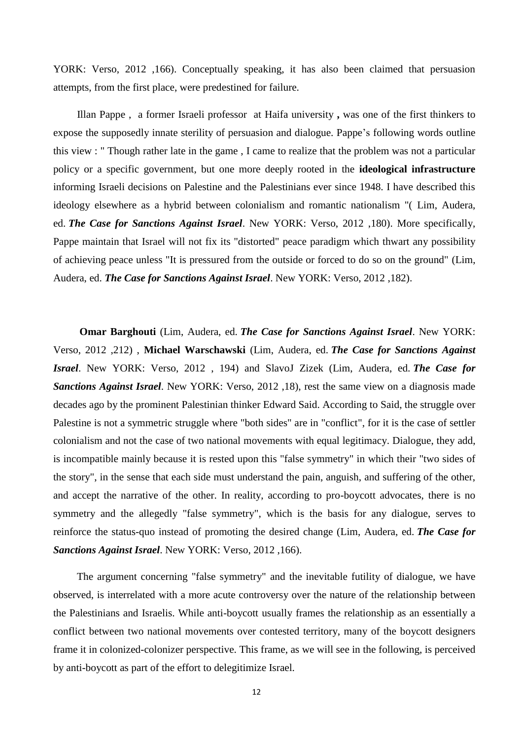YORK: Verso, 2012 ,166). Conceptually speaking, it has also been claimed that persuasion attempts, from the first place, were predestined for failure.

Illan Pappe , a former Israeli professor at Haifa university **,** was one of the first thinkers to expose the supposedly innate sterility of persuasion and dialogue. Pappe's following words outline this view : " Though rather late in the game , I came to realize that the problem was not a particular policy or a specific government, but one more deeply rooted in the **ideological infrastructure** informing Israeli decisions on Palestine and the Palestinians ever since 1948. I have described this ideology elsewhere as a hybrid between colonialism and romantic nationalism "( Lim, Audera, ed. ***The Case for Sanctions Against Israel***. New YORK: Verso, 2012 ,180). More specifically, Pappe maintain that Israel will not fix its "distorted" peace paradigm which thwart any possibility of achieving peace unless "It is pressured from the outside or forced to do so on the ground" (Lim, Audera, ed. ***The Case for Sanctions Against Israel***. New YORK: Verso, 2012 ,182).

**Omar Barghouti** (Lim, Audera, ed. ***The Case for Sanctions Against Israel***. New YORK: Verso, 2012 ,212) , **Michael Warschawski** (Lim, Audera, ed. ***The Case for Sanctions Against Israel***. New YORK: Verso, 2012 , 194) and SlavoJ Zizek (Lim, Audera, ed. ***The Case for Sanctions Against Israel***. New YORK: Verso, 2012 ,18), rest the same view on a diagnosis made decades ago by the prominent Palestinian thinker Edward Said. According to Said, the struggle over Palestine is not a symmetric struggle where "both sides" are in "conflict", for it is the case of settler colonialism and not the case of two national movements with equal legitimacy. Dialogue, they add, is incompatible mainly because it is rested upon this "false symmetry" in which their "two sides of the story", in the sense that each side must understand the pain, anguish, and suffering of the other, and accept the narrative of the other. In reality, according to pro-boycott advocates, there is no symmetry and the allegedly "false symmetry", which is the basis for any dialogue, serves to reinforce the status-quo instead of promoting the desired change (Lim, Audera, ed. ***The Case for Sanctions Against Israel***. New YORK: Verso, 2012 ,166).

The argument concerning "false symmetry" and the inevitable futility of dialogue, we have observed, is interrelated with a more acute controversy over the nature of the relationship between the Palestinians and Israelis. While anti-boycott usually frames the relationship as an essentially a conflict between two national movements over contested territory, many of the boycott designers frame it in colonized-colonizer perspective. This frame, as we will see in the following, is perceived by anti-boycott as part of the effort to delegitimize Israel.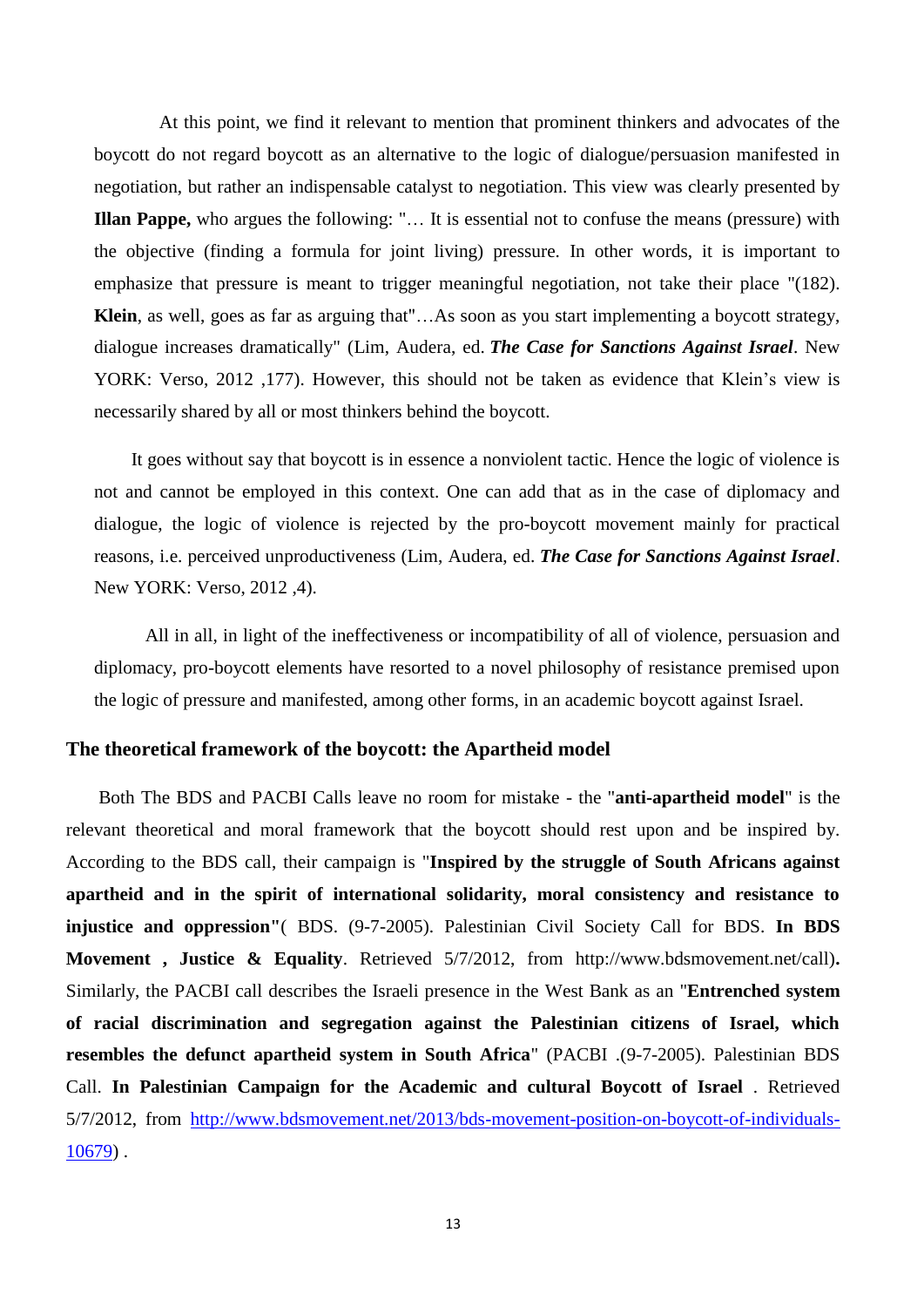At this point, we find it relevant to mention that prominent thinkers and advocates of the boycott do not regard boycott as an alternative to the logic of dialogue/persuasion manifested in negotiation, but rather an indispensable catalyst to negotiation. This view was clearly presented by **Illan Pappe,** who argues the following: "… It is essential not to confuse the means (pressure) with the objective (finding a formula for joint living) pressure. In other words, it is important to emphasize that pressure is meant to trigger meaningful negotiation, not take their place "(182). **Klein**, as well, goes as far as arguing that"…As soon as you start implementing a boycott strategy, dialogue increases dramatically" (Lim, Audera, ed. ***The Case for Sanctions Against Israel***. New YORK: Verso, 2012 ,177). However, this should not be taken as evidence that Klein's view is necessarily shared by all or most thinkers behind the boycott.

It goes without say that boycott is in essence a nonviolent tactic. Hence the logic of violence is not and cannot be employed in this context. One can add that as in the case of diplomacy and dialogue, the logic of violence is rejected by the pro-boycott movement mainly for practical reasons, i.e. perceived unproductiveness (Lim, Audera, ed. ***The Case for Sanctions Against Israel***. New YORK: Verso, 2012 ,4).

All in all, in light of the ineffectiveness or incompatibility of all of violence, persuasion and diplomacy, pro-boycott elements have resorted to a novel philosophy of resistance premised upon the logic of pressure and manifested, among other forms, in an academic boycott against Israel.

## The theoretical framework of the boycott: the Apartheid model

Both The BDS and PACBI Calls leave no room for mistake - the "**anti-apartheid model**" is the relevant theoretical and moral framework that the boycott should rest upon and be inspired by. According to the BDS call, their campaign is "**Inspired by the struggle of South Africans against apartheid and in the spirit of international solidarity, moral consistency and resistance to injustice and oppression"**( BDS. (9-7-2005). Palestinian Civil Society Call for BDS. **In BDS Movement , Justice & Equality**. Retrieved 5/7/2012, from http://www.bdsmovement.net/call)**.** Similarly, the PACBI call describes the Israeli presence in the West Bank as an "**Entrenched system of racial discrimination and segregation against the Palestinian citizens of Israel, which resembles the defunct apartheid system in South Africa**" (PACBI .(9-7-2005). Palestinian BDS Call. **In Palestinian Campaign for the Academic and cultural Boycott of Israel** . Retrieved 5/7/2012, from http://www.bdsmovement.net/2013/bds-movement-position-on-boycott-of-individuals-10679) .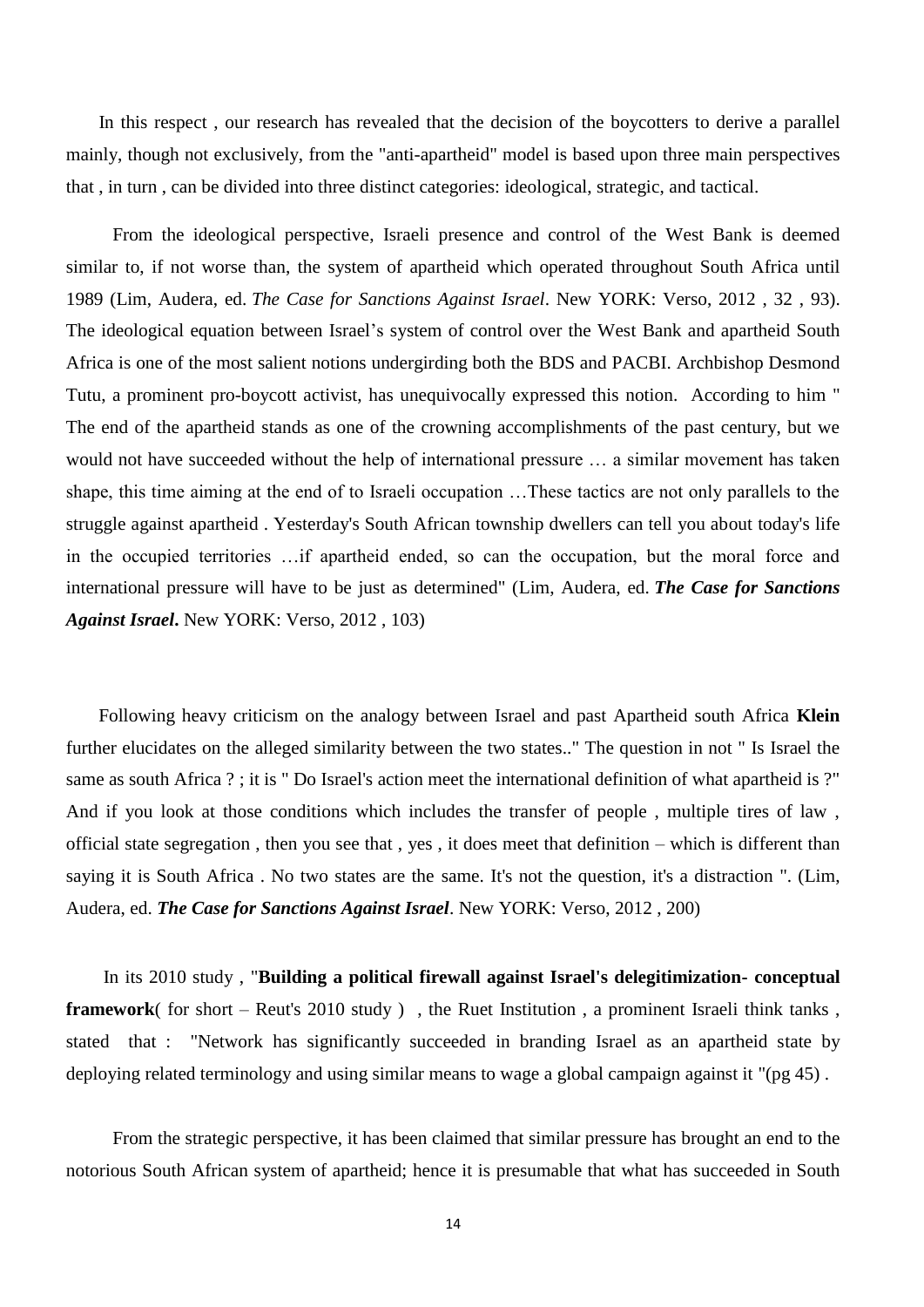In this respect , our research has revealed that the decision of the boycotters to derive a parallel mainly, though not exclusively, from the "anti-apartheid" model is based upon three main perspectives that , in turn , can be divided into three distinct categories: ideological, strategic, and tactical.

From the ideological perspective, Israeli presence and control of the West Bank is deemed similar to, if not worse than, the system of apartheid which operated throughout South Africa until 1989 (Lim, Audera, ed. *The Case for Sanctions Against Israel*. New YORK: Verso, 2012 , 32 , 93). The ideological equation between Israel's system of control over the West Bank and apartheid South Africa is one of the most salient notions undergirding both the BDS and PACBI. Archbishop Desmond Tutu, a prominent pro-boycott activist, has unequivocally expressed this notion. According to him " The end of the apartheid stands as one of the crowning accomplishments of the past century, but we would not have succeeded without the help of international pressure … a similar movement has taken shape, this time aiming at the end of to Israeli occupation …These tactics are not only parallels to the struggle against apartheid . Yesterday's South African township dwellers can tell you about today's life in the occupied territories …if apartheid ended, so can the occupation, but the moral force and international pressure will have to be just as determined" (Lim, Audera, ed. ***The Case for Sanctions Against Israel***. New YORK: Verso, 2012 , 103)

Following heavy criticism on the analogy between Israel and past Apartheid south Africa **Klein** further elucidates on the alleged similarity between the two states.." The question in not " Is Israel the same as south Africa ? ; it is " Do Israel's action meet the international definition of what apartheid is ?" And if you look at those conditions which includes the transfer of people , multiple tires of law , official state segregation , then you see that , yes , it does meet that definition – which is different than saying it is South Africa . No two states are the same. It's not the question, it's a distraction ". (Lim, Audera, ed. ***The Case for Sanctions Against Israel***. New YORK: Verso, 2012 , 200)

In its 2010 study , "**Building a political firewall against Israel's delegitimization- conceptual framework**( for short – Reut's 2010 study ) , the Ruet Institution , a prominent Israeli think tanks , stated that : "Network has significantly succeeded in branding Israel as an apartheid state by deploying related terminology and using similar means to wage a global campaign against it "(pg 45) .

From the strategic perspective, it has been claimed that similar pressure has brought an end to the notorious South African system of apartheid; hence it is presumable that what has succeeded in South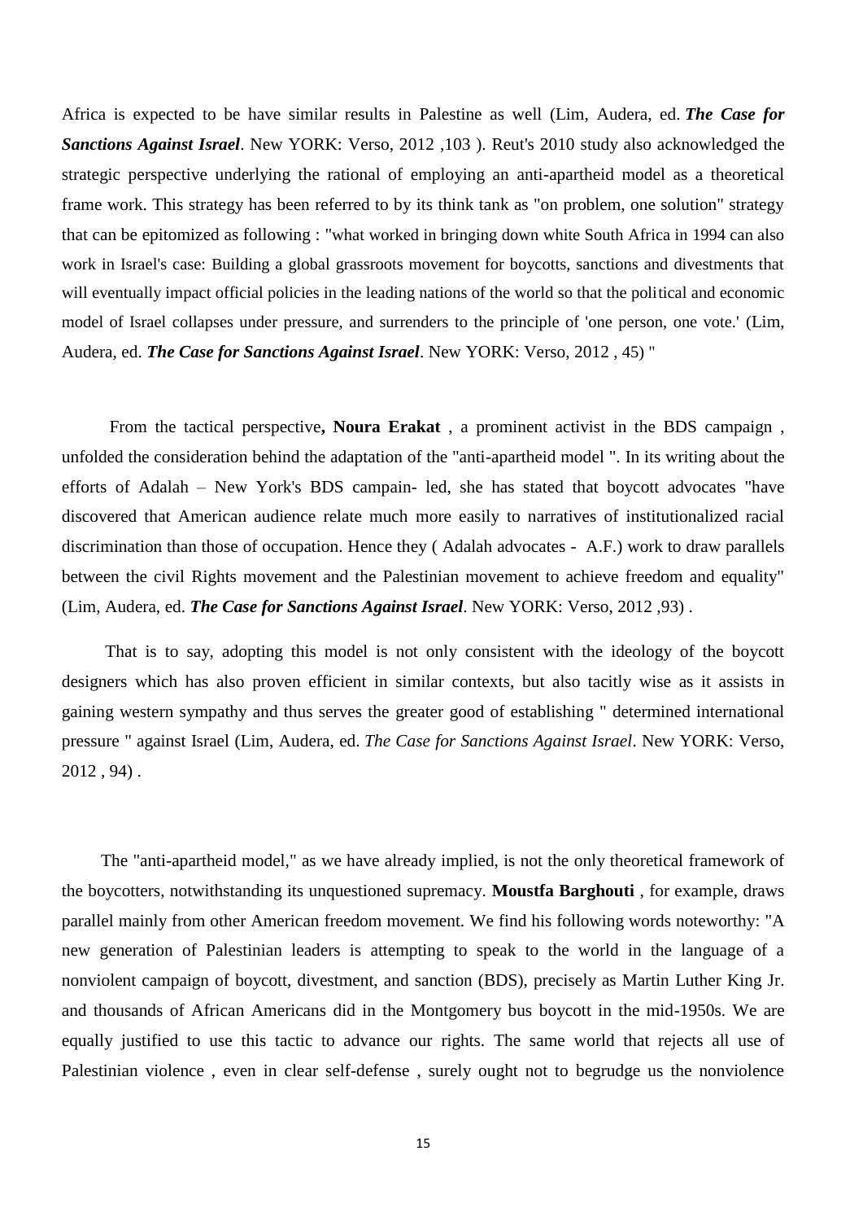Africa is expected to be have similar results in Palestine as well (Lim, Audera, ed. ***The Case for Sanctions Against Israel***. New YORK: Verso, 2012 ,103 ). Reut's 2010 study also acknowledged the strategic perspective underlying the rational of employing an anti-apartheid model as a theoretical frame work. This strategy has been referred to by its think tank as "on problem, one solution" strategy that can be epitomized as following : "what worked in bringing down white South Africa in 1994 can also work in Israel's case: Building a global grassroots movement for boycotts, sanctions and divestments that will eventually impact official policies in the leading nations of the world so that the political and economic model of Israel collapses under pressure, and surrenders to the principle of 'one person, one vote.' (Lim, Audera, ed. ***The Case for Sanctions Against Israel***. New YORK: Verso, 2012 , 45) "

From the tactical perspective**, Noura Erakat** , a prominent activist in the BDS campaign , unfolded the consideration behind the adaptation of the "anti-apartheid model ". In its writing about the efforts of Adalah – New York's BDS campain- led, she has stated that boycott advocates "have discovered that American audience relate much more easily to narratives of institutionalized racial discrimination than those of occupation. Hence they ( Adalah advocates - A.F.) work to draw parallels between the civil Rights movement and the Palestinian movement to achieve freedom and equality" (Lim, Audera, ed. ***The Case for Sanctions Against Israel***. New YORK: Verso, 2012 ,93) .

That is to say, adopting this model is not only consistent with the ideology of the boycott designers which has also proven efficient in similar contexts, but also tacitly wise as it assists in gaining western sympathy and thus serves the greater good of establishing " determined international pressure " against Israel (Lim, Audera, ed. *The Case for Sanctions Against Israel*. New YORK: Verso, 2012 , 94) .

The "anti-apartheid model," as we have already implied, is not the only theoretical framework of the boycotters, notwithstanding its unquestioned supremacy. **Moustfa Barghouti** , for example, draws parallel mainly from other American freedom movement. We find his following words noteworthy: "A new generation of Palestinian leaders is attempting to speak to the world in the language of a nonviolent campaign of boycott, divestment, and sanction (BDS), precisely as Martin Luther King Jr. and thousands of African Americans did in the Montgomery bus boycott in the mid-1950s. We are equally justified to use this tactic to advance our rights. The same world that rejects all use of Palestinian violence , even in clear self-defense , surely ought not to begrudge us the nonviolence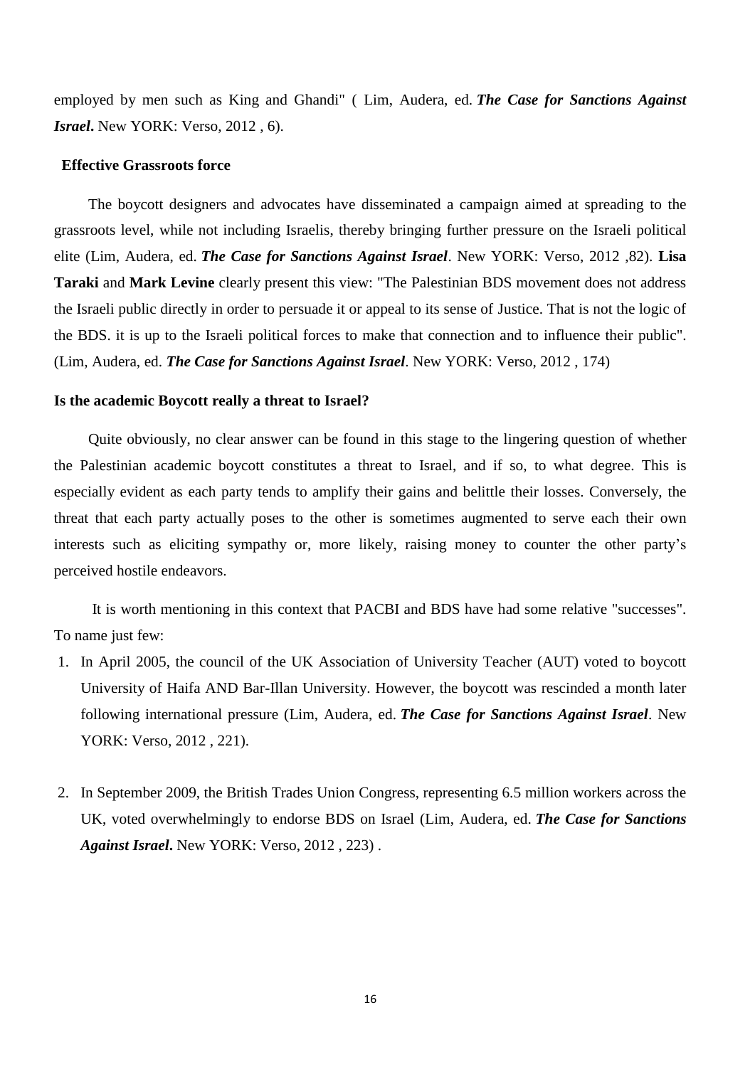employed by men such as King and Ghandi" ( Lim, Audera, ed. ***The Case for Sanctions Against Israel***. New YORK: Verso, 2012 , 6).

**Effective Grassroots force**

The boycott designers and advocates have disseminated a campaign aimed at spreading to the grassroots level, while not including Israelis, thereby bringing further pressure on the Israeli political elite (Lim, Audera, ed. ***The Case for Sanctions Against Israel***. New YORK: Verso, 2012 ,82). **Lisa Taraki** and **Mark Levine** clearly present this view: "The Palestinian BDS movement does not address the Israeli public directly in order to persuade it or appeal to its sense of Justice. That is not the logic of the BDS. it is up to the Israeli political forces to make that connection and to influence their public". (Lim, Audera, ed. ***The Case for Sanctions Against Israel***. New YORK: Verso, 2012 , 174)

**Is the academic Boycott really a threat to Israel?**

Quite obviously, no clear answer can be found in this stage to the lingering question of whether the Palestinian academic boycott constitutes a threat to Israel, and if so, to what degree. This is especially evident as each party tends to amplify their gains and belittle their losses. Conversely, the threat that each party actually poses to the other is sometimes augmented to serve each their own interests such as eliciting sympathy or, more likely, raising money to counter the other party's perceived hostile endeavors.

It is worth mentioning in this context that PACBI and BDS have had some relative "successes". To name just few:

1. In April 2005, the council of the UK Association of University Teacher (AUT) voted to boycott University of Haifa AND Bar-Illan University. However, the boycott was rescinded a month later following international pressure (Lim, Audera, ed. ***The Case for Sanctions Against Israel***. New YORK: Verso, 2012 , 221).

2. In September 2009, the British Trades Union Congress, representing 6.5 million workers across the UK, voted overwhelmingly to endorse BDS on Israel (Lim, Audera, ed. ***The Case for Sanctions Against Israel***. New YORK: Verso, 2012 , 223) .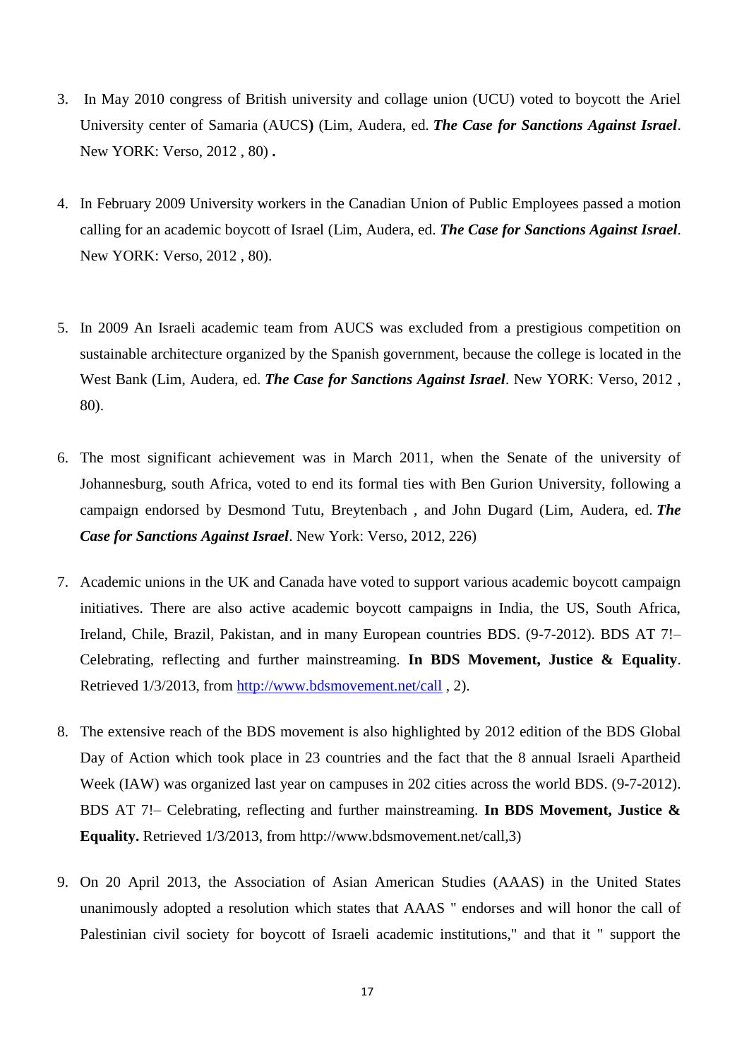3. In May 2010 congress of British university and collage union (UCU) voted to boycott the Ariel University center of Samaria (AUCS**)** (Lim, Audera, ed. ***The Case for Sanctions Against Israel***. New YORK: Verso, 2012 , 80) **.**

4. In February 2009 University workers in the Canadian Union of Public Employees passed a motion calling for an academic boycott of Israel (Lim, Audera, ed. ***The Case for Sanctions Against Israel***. New YORK: Verso, 2012 , 80).

5. In 2009 An Israeli academic team from AUCS was excluded from a prestigious competition on sustainable architecture organized by the Spanish government, because the college is located in the West Bank (Lim, Audera, ed. ***The Case for Sanctions Against Israel***. New YORK: Verso, 2012 , 80).

6. The most significant achievement was in March 2011, when the Senate of the university of Johannesburg, south Africa, voted to end its formal ties with Ben Gurion University, following a campaign endorsed by Desmond Tutu, Breytenbach , and John Dugard (Lim, Audera, ed. ***The Case for Sanctions Against Israel***. New York: Verso, 2012, 226)

7. Academic unions in the UK and Canada have voted to support various academic boycott campaign initiatives. There are also active academic boycott campaigns in India, the US, South Africa, Ireland, Chile, Brazil, Pakistan, and in many European countries BDS. (9-7-2012). BDS AT 7!– Celebrating, reflecting and further mainstreaming. **In BDS Movement, Justice & Equality**. Retrieved 1/3/2013, from http://www.bdsmovement.net/call , 2).

8. The extensive reach of the BDS movement is also highlighted by 2012 edition of the BDS Global Day of Action which took place in 23 countries and the fact that the 8 annual Israeli Apartheid Week (IAW) was organized last year on campuses in 202 cities across the world BDS. (9-7-2012). BDS AT 7!– Celebrating, reflecting and further mainstreaming. **In BDS Movement, Justice & Equality.** Retrieved 1/3/2013, from http://www.bdsmovement.net/call,3)

9. On 20 April 2013, the Association of Asian American Studies (AAAS) in the United States unanimously adopted a resolution which states that AAAS " endorses and will honor the call of Palestinian civil society for boycott of Israeli academic institutions," and that it " support the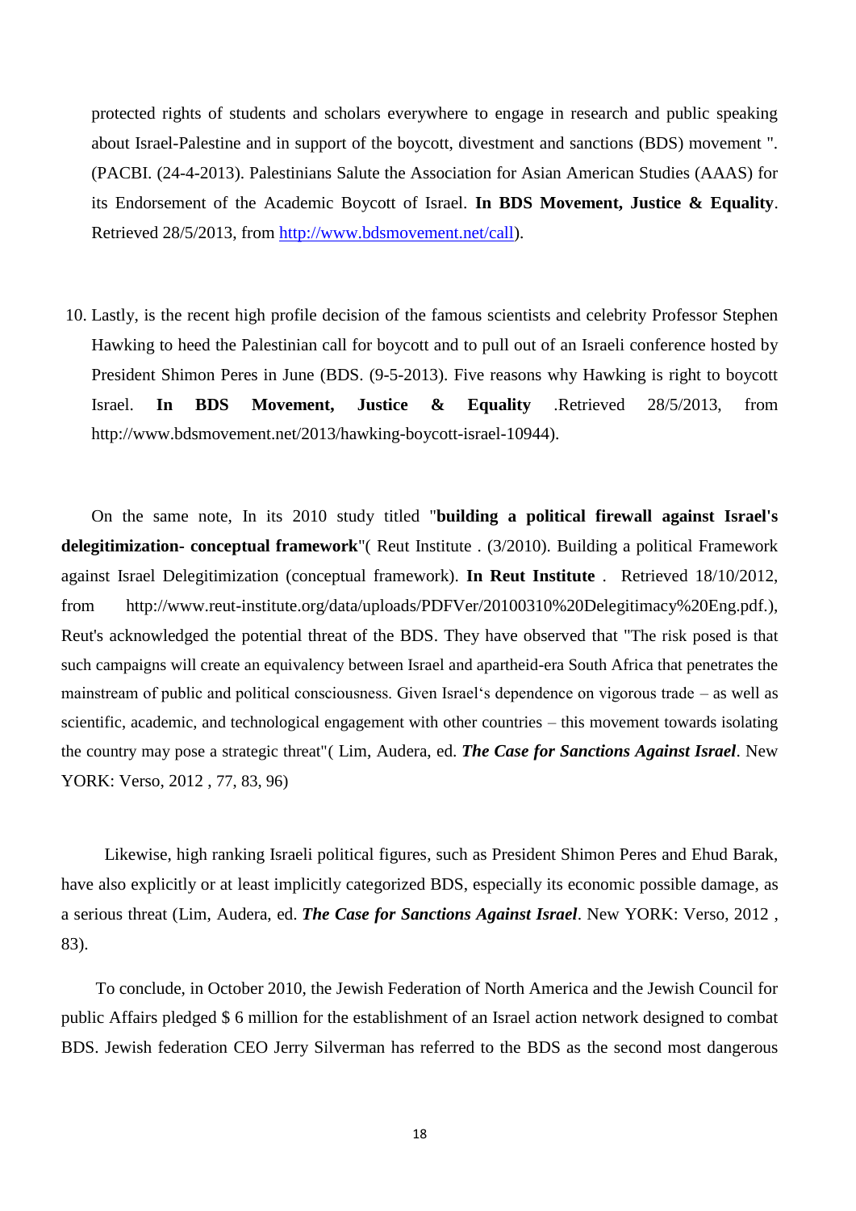protected rights of students and scholars everywhere to engage in research and public speaking about Israel-Palestine and in support of the boycott, divestment and sanctions (BDS) movement ". (PACBI. (24-4-2013). Palestinians Salute the Association for Asian American Studies (AAAS) for its Endorsement of the Academic Boycott of Israel. **In BDS Movement, Justice & Equality**. Retrieved 28/5/2013, from [http://www.bdsmovement.net/call](http://www.bdsmovement.net/call)).

10. Lastly, is the recent high profile decision of the famous scientists and celebrity Professor Stephen Hawking to heed the Palestinian call for boycott and to pull out of an Israeli conference hosted by President Shimon Peres in June (BDS. (9-5-2013). Five reasons why Hawking is right to boycott Israel. **In BDS Movement, Justice & Equality** .Retrieved 28/5/2013, from http://www.bdsmovement.net/2013/hawking-boycott-israel-10944).

On the same note, In its 2010 study titled "**building a political firewall against Israel's delegitimization- conceptual framework**"( Reut Institute . (3/2010). Building a political Framework against Israel Delegitimization (conceptual framework). **In Reut Institute** . Retrieved 18/10/2012, from http://www.reut-institute.org/data/uploads/PDFVer/20100310%20Delegitimacy%20Eng.pdf.), Reut's acknowledged the potential threat of the BDS. They have observed that "The risk posed is that such campaigns will create an equivalency between Israel and apartheid-era South Africa that penetrates the mainstream of public and political consciousness. Given Israel's dependence on vigorous trade – as well as scientific, academic, and technological engagement with other countries – this movement towards isolating the country may pose a strategic threat"( Lim, Audera, ed. ***The Case for Sanctions Against Israel***. New YORK: Verso, 2012 , 77, 83, 96)

Likewise, high ranking Israeli political figures, such as President Shimon Peres and Ehud Barak, have also explicitly or at least implicitly categorized BDS, especially its economic possible damage, as a serious threat (Lim, Audera, ed. ***The Case for Sanctions Against Israel***. New YORK: Verso, 2012 , 83).

To conclude, in October 2010, the Jewish Federation of North America and the Jewish Council for public Affairs pledged $ 6 million for the establishment of an Israel action network designed to combat BDS. Jewish federation CEO Jerry Silverman has referred to the BDS as the second most dangerous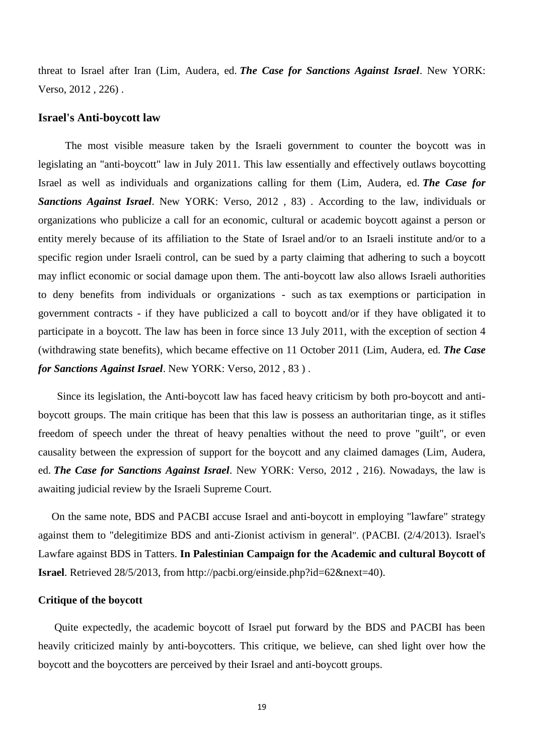threat to Israel after Iran (Lim, Audera, ed. ***The Case for Sanctions Against Israel***. New YORK: Verso, 2012 , 226) .

### Israel's Anti-boycott law

The most visible measure taken by the Israeli government to counter the boycott was in legislating an "anti-boycott" law in July 2011. This law essentially and effectively outlaws boycotting Israel as well as individuals and organizations calling for them (Lim, Audera, ed. ***The Case for Sanctions Against Israel***. New YORK: Verso, 2012 , 83) . According to the law, individuals or organizations who publicize a call for an economic, cultural or academic boycott against a person or entity merely because of its affiliation to the State of Israel and/or to an Israeli institute and/or to a specific region under Israeli control, can be sued by a party claiming that adhering to such a boycott may inflict economic or social damage upon them. The anti-boycott law also allows Israeli authorities to deny benefits from individuals or organizations - such as tax exemptions or participation in government contracts - if they have publicized a call to boycott and/or if they have obligated it to participate in a boycott. The law has been in force since 13 July 2011, with the exception of section 4 (withdrawing state benefits), which became effective on 11 October 2011 (Lim, Audera, ed. ***The Case for Sanctions Against Israel***. New YORK: Verso, 2012 , 83 ) .

Since its legislation, the Anti-boycott law has faced heavy criticism by both pro-boycott and anti-boycott groups. The main critique has been that this law is possess an authoritarian tinge, as it stifles freedom of speech under the threat of heavy penalties without the need to prove "guilt", or even causality between the expression of support for the boycott and any claimed damages (Lim, Audera, ed. ***The Case for Sanctions Against Israel***. New YORK: Verso, 2012 , 216). Nowadays, the law is awaiting judicial review by the Israeli Supreme Court.

On the same note, BDS and PACBI accuse Israel and anti-boycott in employing "lawfare" strategy against them to "delegitimize BDS and anti-Zionist activism in general". (PACBI. (2/4/2013). Israel's Lawfare against BDS in Tatters. **In Palestinian Campaign for the Academic and cultural Boycott of Israel**. Retrieved 28/5/2013, from http://pacbi.org/einside.php?id=62&next=40).

#### Critique of the boycott

Quite expectedly, the academic boycott of Israel put forward by the BDS and PACBI has been heavily criticized mainly by anti-boycotters. This critique, we believe, can shed light over how the boycott and the boycotters are perceived by their Israel and anti-boycott groups.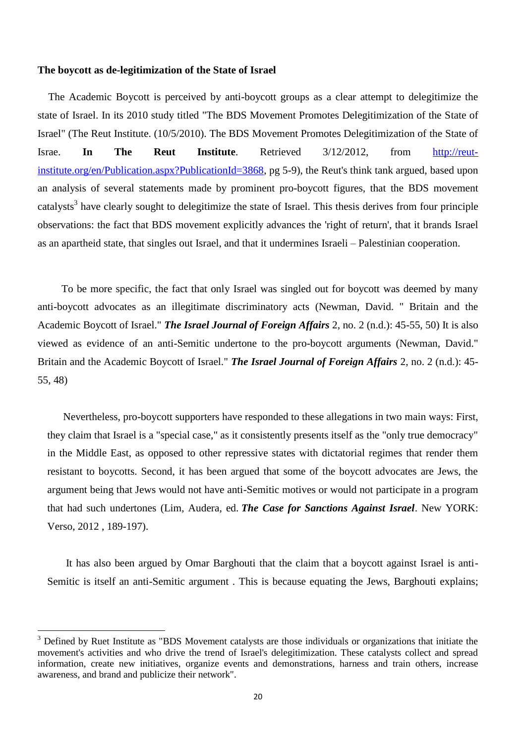**The boycott as de-legitimization of the State of Israel**

The Academic Boycott is perceived by anti-boycott groups as a clear attempt to delegitimize the state of Israel. In its 2010 study titled "The BDS Movement Promotes Delegitimization of the State of Israel" (The Reut Institute. (10/5/2010). The BDS Movement Promotes Delegitimization of the State of Israe. **In The Reut Institute**. Retrieved 3/12/2012, from [http://reut-institute.org/en/Publication.aspx?PublicationId=3868](http://reut-institute.org/en/Publication.aspx?PublicationId=3868), pg 5-9), the Reut's think tank argued, based upon an analysis of several statements made by prominent pro-boycott figures, that the BDS movement catalysts[3] have clearly sought to delegitimize the state of Israel. This thesis derives from four principle observations: the fact that BDS movement explicitly advances the 'right of return', that it brands Israel as an apartheid state, that singles out Israel, and that it undermines Israeli – Palestinian cooperation.

To be more specific, the fact that only Israel was singled out for boycott was deemed by many anti-boycott advocates as an illegitimate discriminatory acts (Newman, David. " Britain and the Academic Boycott of Israel." ***The Israel Journal of Foreign Affairs*** 2, no. 2 (n.d.): 45-55, 50) It is also viewed as evidence of an anti-Semitic undertone to the pro-boycott arguments (Newman, David." Britain and the Academic Boycott of Israel." ***The Israel Journal of Foreign Affairs*** 2, no. 2 (n.d.): 45-55, 48)

Nevertheless, pro-boycott supporters have responded to these allegations in two main ways: First, they claim that Israel is a "special case," as it consistently presents itself as the "only true democracy" in the Middle East, as opposed to other repressive states with dictatorial regimes that render them resistant to boycotts. Second, it has been argued that some of the boycott advocates are Jews, the argument being that Jews would not have anti-Semitic motives or would not participate in a program that had such undertones (Lim, Audera, ed. ***The Case for Sanctions Against Israel***. New YORK: Verso, 2012 , 189-197).

It has also been argued by Omar Barghouti that the claim that a boycott against Israel is anti-Semitic is itself an anti-Semitic argument . This is because equating the Jews, Barghouti explains;

---

[3] Defined by Ruet Institute as "BDS Movement catalysts are those individuals or organizations that initiate the movement's activities and who drive the trend of Israel's delegitimization. These catalysts collect and spread information, create new initiatives, organize events and demonstrations, harness and train others, increase awareness, and brand and publicize their network".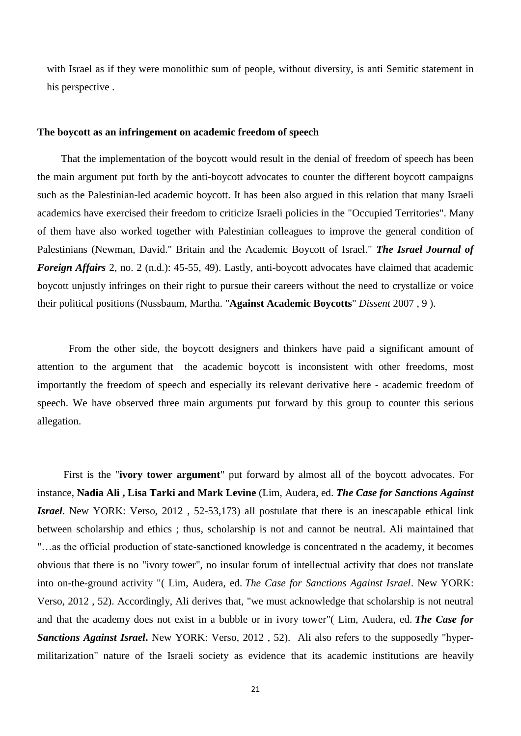with Israel as if they were monolithic sum of people, without diversity, is anti Semitic statement in his perspective .

**The boycott as an infringement on academic freedom of speech**

That the implementation of the boycott would result in the denial of freedom of speech has been the main argument put forth by the anti-boycott advocates to counter the different boycott campaigns such as the Palestinian-led academic boycott. It has been also argued in this relation that many Israeli academics have exercised their freedom to criticize Israeli policies in the "Occupied Territories". Many of them have also worked together with Palestinian colleagues to improve the general condition of Palestinians (Newman, David." Britain and the Academic Boycott of Israel." ***The Israel Journal of Foreign Affairs*** 2, no. 2 (n.d.): 45-55, 49). Lastly, anti-boycott advocates have claimed that academic boycott unjustly infringes on their right to pursue their careers without the need to crystallize or voice their political positions (Nussbaum, Martha. "**Against Academic Boycotts**" *Dissent* 2007 , 9 ).

From the other side, the boycott designers and thinkers have paid a significant amount of attention to the argument that the academic boycott is inconsistent with other freedoms, most importantly the freedom of speech and especially its relevant derivative here - academic freedom of speech. We have observed three main arguments put forward by this group to counter this serious allegation.

First is the "**ivory tower argument**" put forward by almost all of the boycott advocates. For instance, **Nadia Ali , Lisa Tarki and Mark Levine** (Lim, Audera, ed. ***The Case for Sanctions Against Israel***. New YORK: Verso, 2012 , 52-53,173) all postulate that there is an inescapable ethical link between scholarship and ethics ; thus, scholarship is not and cannot be neutral. Ali maintained that "…as the official production of state-sanctioned knowledge is concentrated n the academy, it becomes obvious that there is no "ivory tower", no insular forum of intellectual activity that does not translate into on-the-ground activity "( Lim, Audera, ed. *The Case for Sanctions Against Israel*. New YORK: Verso, 2012 , 52). Accordingly, Ali derives that, "we must acknowledge that scholarship is not neutral and that the academy does not exist in a bubble or in ivory tower"( Lim, Audera, ed. ***The Case for Sanctions Against Israel*****.** New YORK: Verso, 2012 , 52). Ali also refers to the supposedly "hyper-militarization" nature of the Israeli society as evidence that its academic institutions are heavily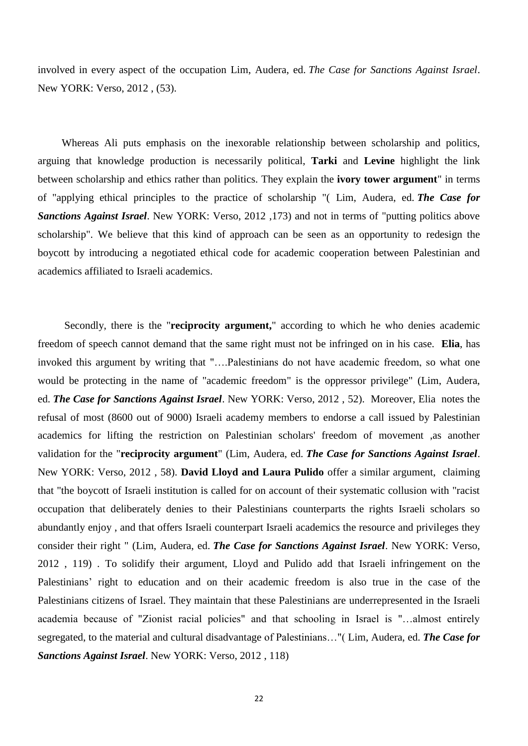involved in every aspect of the occupation Lim, Audera, ed. *The Case for Sanctions Against Israel*. New YORK: Verso, 2012 , (53).

Whereas Ali puts emphasis on the inexorable relationship between scholarship and politics, arguing that knowledge production is necessarily political, **Tarki** and **Levine** highlight the link between scholarship and ethics rather than politics. They explain the **ivory tower argument**" in terms of "applying ethical principles to the practice of scholarship "( Lim, Audera, ed. ***The Case for Sanctions Against Israel***. New YORK: Verso, 2012 ,173) and not in terms of "putting politics above scholarship". We believe that this kind of approach can be seen as an opportunity to redesign the boycott by introducing a negotiated ethical code for academic cooperation between Palestinian and academics affiliated to Israeli academics.

Secondly, there is the "**reciprocity argument,**" according to which he who denies academic freedom of speech cannot demand that the same right must not be infringed on in his case. **Elia**, has invoked this argument by writing that "….Palestinians do not have academic freedom, so what one would be protecting in the name of "academic freedom" is the oppressor privilege" (Lim, Audera, ed. ***The Case for Sanctions Against Israel***. New YORK: Verso, 2012 , 52). Moreover, Elia notes the refusal of most (8600 out of 9000) Israeli academy members to endorse a call issued by Palestinian academics for lifting the restriction on Palestinian scholars' freedom of movement ,as another validation for the "**reciprocity argument**" (Lim, Audera, ed. ***The Case for Sanctions Against Israel***. New YORK: Verso, 2012 , 58). **David Lloyd and Laura Pulido** offer a similar argument, claiming that "the boycott of Israeli institution is called for on account of their systematic collusion with "racist occupation that deliberately denies to their Palestinians counterparts the rights Israeli scholars so abundantly enjoy , and that offers Israeli counterpart Israeli academics the resource and privileges they consider their right " (Lim, Audera, ed. ***The Case for Sanctions Against Israel***. New YORK: Verso, 2012 , 119) . To solidify their argument, Lloyd and Pulido add that Israeli infringement on the Palestinians' right to education and on their academic freedom is also true in the case of the Palestinians citizens of Israel. They maintain that these Palestinians are underrepresented in the Israeli academia because of "Zionist racial policies" and that schooling in Israel is "…almost entirely segregated, to the material and cultural disadvantage of Palestinians…"( Lim, Audera, ed. ***The Case for Sanctions Against Israel***. New YORK: Verso, 2012 , 118)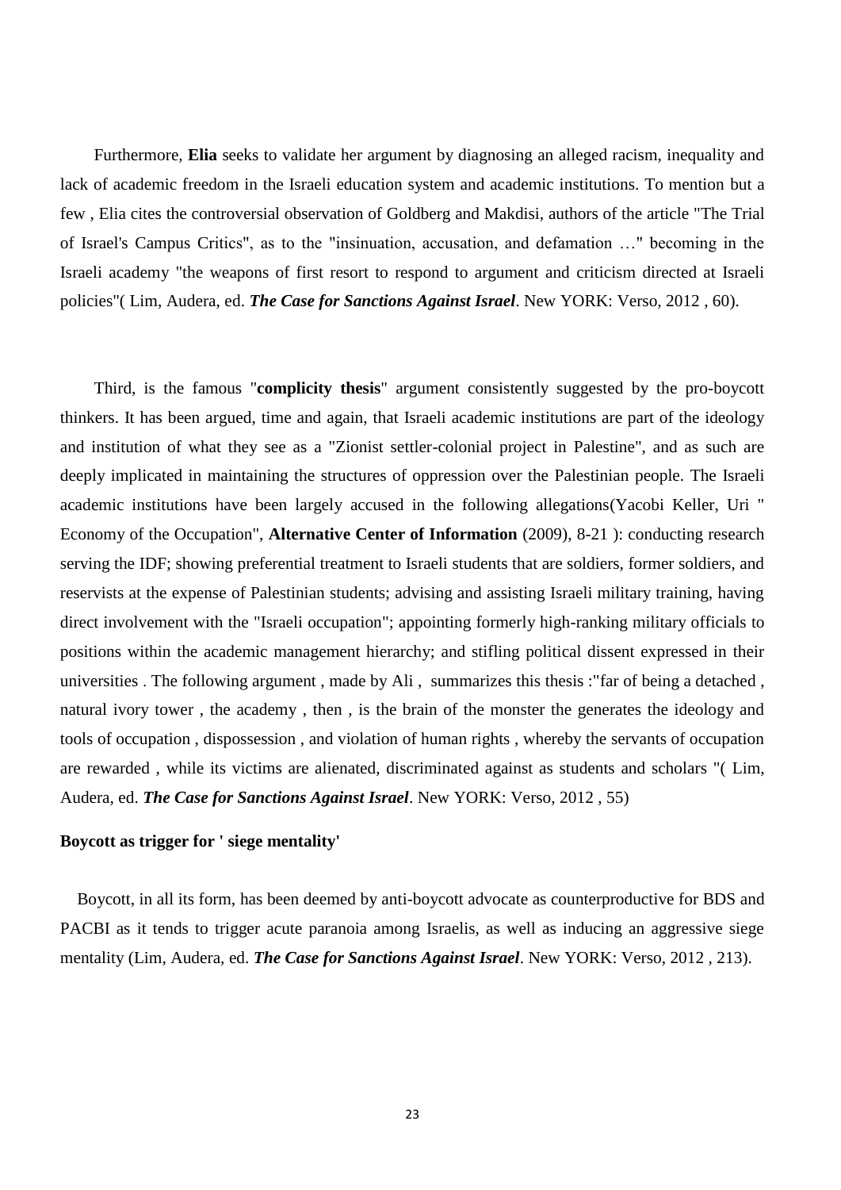Furthermore, **Elia** seeks to validate her argument by diagnosing an alleged racism, inequality and lack of academic freedom in the Israeli education system and academic institutions. To mention but a few , Elia cites the controversial observation of Goldberg and Makdisi, authors of the article "The Trial of Israel's Campus Critics", as to the "insinuation, accusation, and defamation …" becoming in the Israeli academy "the weapons of first resort to respond to argument and criticism directed at Israeli policies"( Lim, Audera, ed. ***The Case for Sanctions Against Israel***. New YORK: Verso, 2012 , 60).

Third, is the famous "**complicity thesis**" argument consistently suggested by the pro-boycott thinkers. It has been argued, time and again, that Israeli academic institutions are part of the ideology and institution of what they see as a "Zionist settler-colonial project in Palestine", and as such are deeply implicated in maintaining the structures of oppression over the Palestinian people. The Israeli academic institutions have been largely accused in the following allegations(Yacobi Keller, Uri " Economy of the Occupation", **Alternative Center of Information** (2009), 8-21 ): conducting research serving the IDF; showing preferential treatment to Israeli students that are soldiers, former soldiers, and reservists at the expense of Palestinian students; advising and assisting Israeli military training, having direct involvement with the "Israeli occupation"; appointing formerly high-ranking military officials to positions within the academic management hierarchy; and stifling political dissent expressed in their universities . The following argument , made by Ali , summarizes this thesis :"far of being a detached , natural ivory tower , the academy , then , is the brain of the monster the generates the ideology and tools of occupation , dispossession , and violation of human rights , whereby the servants of occupation are rewarded , while its victims are alienated, discriminated against as students and scholars "( Lim, Audera, ed. ***The Case for Sanctions Against Israel***. New YORK: Verso, 2012 , 55)

**Boycott as trigger for ' siege mentality'**

Boycott, in all its form, has been deemed by anti-boycott advocate as counterproductive for BDS and PACBI as it tends to trigger acute paranoia among Israelis, as well as inducing an aggressive siege mentality (Lim, Audera, ed. ***The Case for Sanctions Against Israel***. New YORK: Verso, 2012 , 213).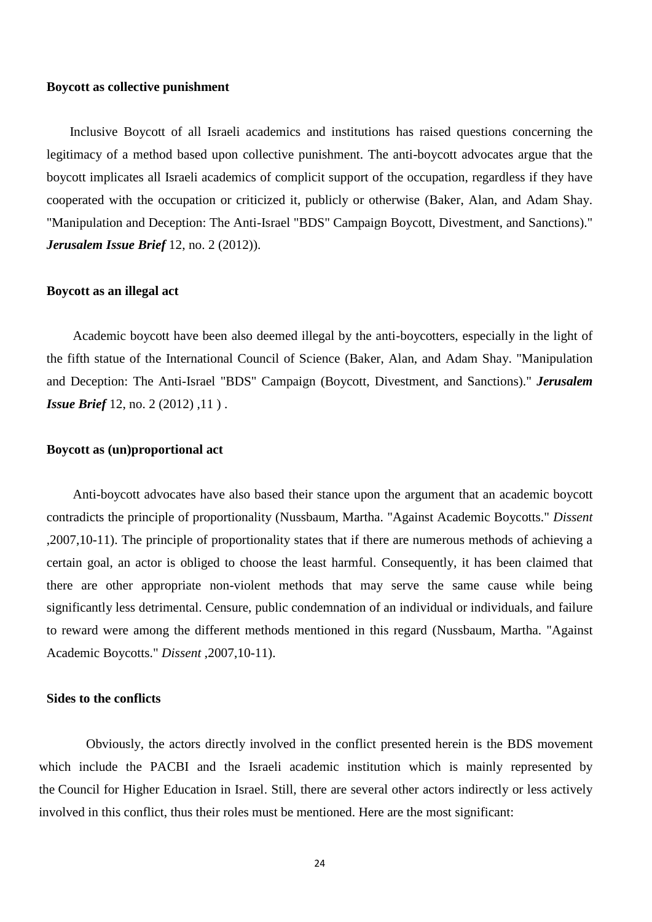**Boycott as collective punishment**

Inclusive Boycott of all Israeli academics and institutions has raised questions concerning the legitimacy of a method based upon collective punishment. The anti-boycott advocates argue that the boycott implicates all Israeli academics of complicit support of the occupation, regardless if they have cooperated with the occupation or criticized it, publicly or otherwise (Baker, Alan, and Adam Shay. "Manipulation and Deception: The Anti-Israel "BDS" Campaign Boycott, Divestment, and Sanctions)." ***Jerusalem Issue Brief*** 12, no. 2 (2012)).

**Boycott as an illegal act**

Academic boycott have been also deemed illegal by the anti-boycotters, especially in the light of the fifth statue of the International Council of Science (Baker, Alan, and Adam Shay. "Manipulation and Deception: The Anti-Israel "BDS" Campaign (Boycott, Divestment, and Sanctions)." ***Jerusalem Issue Brief*** 12, no. 2 (2012) ,11 ) .

**Boycott as (un)proportional act**

Anti-boycott advocates have also based their stance upon the argument that an academic boycott contradicts the principle of proportionality (Nussbaum, Martha. "Against Academic Boycotts." *Dissent* ,2007,10-11). The principle of proportionality states that if there are numerous methods of achieving a certain goal, an actor is obliged to choose the least harmful. Consequently, it has been claimed that there are other appropriate non-violent methods that may serve the same cause while being significantly less detrimental. Censure, public condemnation of an individual or individuals, and failure to reward were among the different methods mentioned in this regard (Nussbaum, Martha. "Against Academic Boycotts." *Dissent* ,2007,10-11).

**Sides to the conflicts**

Obviously, the actors directly involved in the conflict presented herein is the BDS movement which include the PACBI and the Israeli academic institution which is mainly represented by the Council for Higher Education in Israel. Still, there are several other actors indirectly or less actively involved in this conflict, thus their roles must be mentioned. Here are the most significant: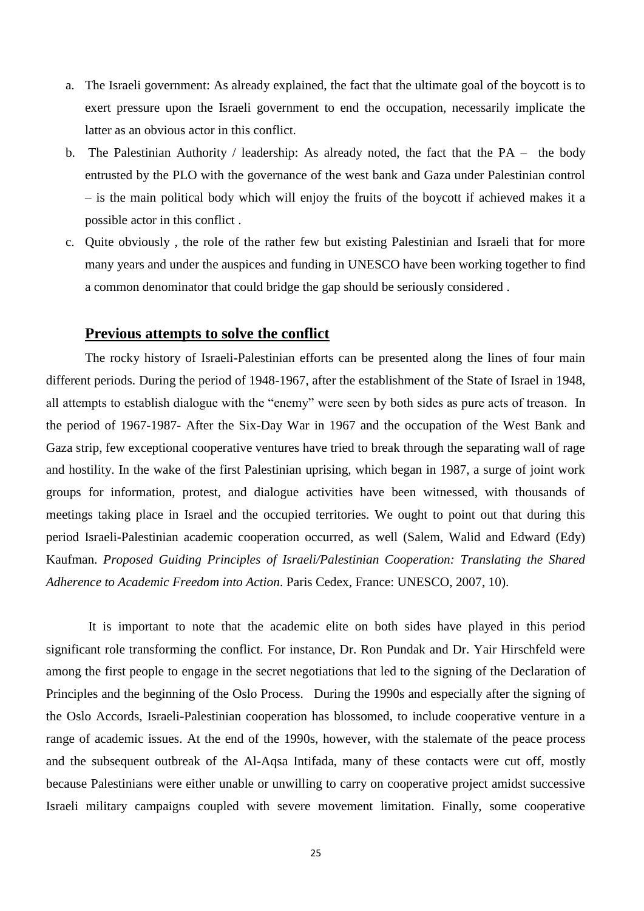a. The Israeli government: As already explained, the fact that the ultimate goal of the boycott is to exert pressure upon the Israeli government to end the occupation, necessarily implicate the latter as an obvious actor in this conflict.
b. The Palestinian Authority / leadership: As already noted, the fact that the PA – the body entrusted by the PLO with the governance of the west bank and Gaza under Palestinian control – is the main political body which will enjoy the fruits of the boycott if achieved makes it a possible actor in this conflict .
c. Quite obviously , the role of the rather few but existing Palestinian and Israeli that for more many years and under the auspices and funding in UNESCO have been working together to find a common denominator that could bridge the gap should be seriously considered .

## Previous attempts to solve the conflict

The rocky history of Israeli-Palestinian efforts can be presented along the lines of four main different periods. During the period of 1948-1967, after the establishment of the State of Israel in 1948, all attempts to establish dialogue with the "enemy" were seen by both sides as pure acts of treason. In the period of 1967-1987- After the Six-Day War in 1967 and the occupation of the West Bank and Gaza strip, few exceptional cooperative ventures have tried to break through the separating wall of rage and hostility. In the wake of the first Palestinian uprising, which began in 1987, a surge of joint work groups for information, protest, and dialogue activities have been witnessed, with thousands of meetings taking place in Israel and the occupied territories. We ought to point out that during this period Israeli-Palestinian academic cooperation occurred, as well (Salem, Walid and Edward (Edy) Kaufman. *Proposed Guiding Principles of Israeli/Palestinian Cooperation: Translating the Shared Adherence to Academic Freedom into Action*. Paris Cedex, France: UNESCO, 2007, 10).

It is important to note that the academic elite on both sides have played in this period significant role transforming the conflict. For instance, Dr. Ron Pundak and Dr. Yair Hirschfeld were among the first people to engage in the secret negotiations that led to the signing of the Declaration of Principles and the beginning of the Oslo Process. During the 1990s and especially after the signing of the Oslo Accords, Israeli-Palestinian cooperation has blossomed, to include cooperative venture in a range of academic issues. At the end of the 1990s, however, with the stalemate of the peace process and the subsequent outbreak of the Al-Aqsa Intifada, many of these contacts were cut off, mostly because Palestinians were either unable or unwilling to carry on cooperative project amidst successive Israeli military campaigns coupled with severe movement limitation. Finally, some cooperative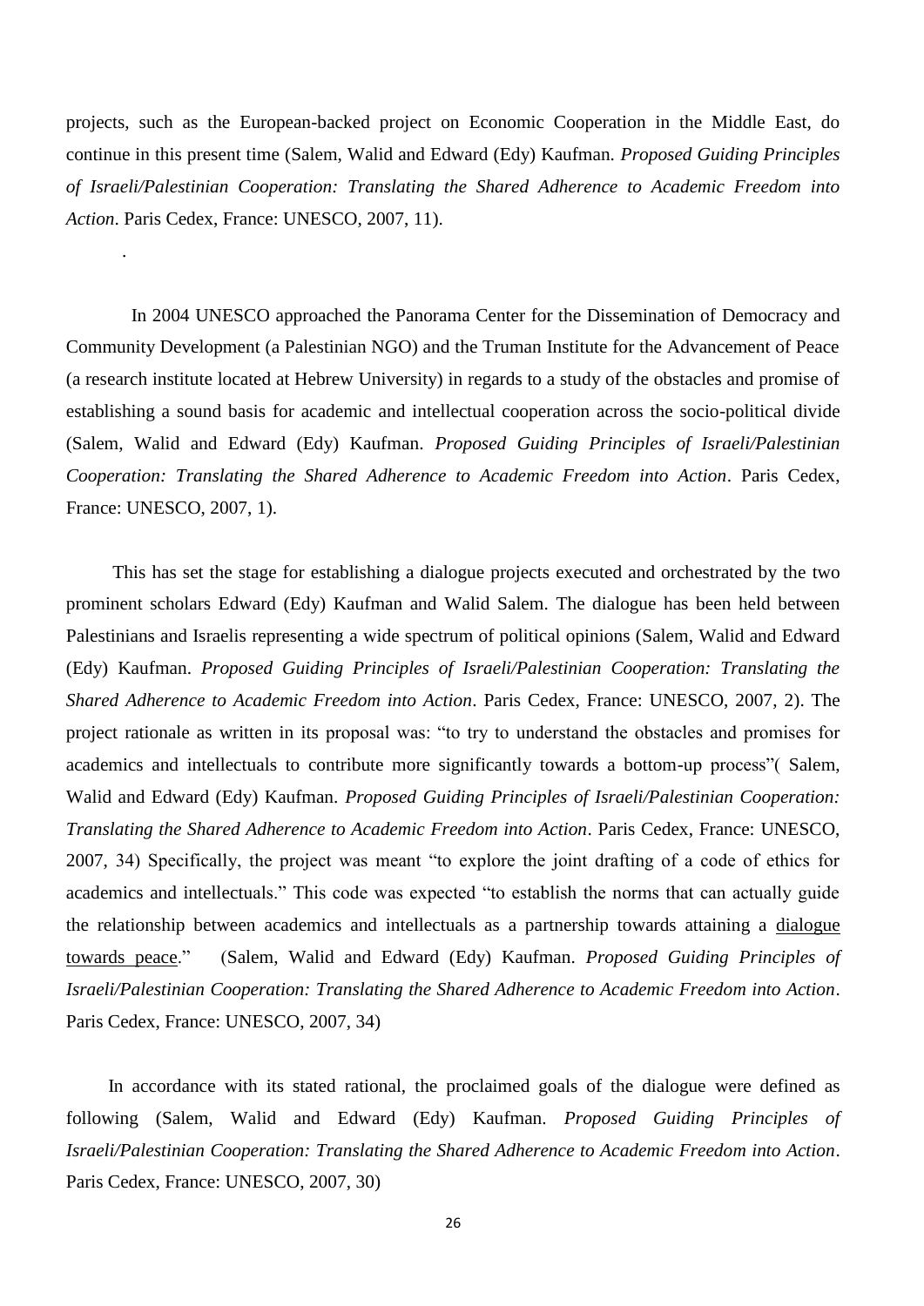projects, such as the European-backed project on Economic Cooperation in the Middle East, do continue in this present time (Salem, Walid and Edward (Edy) Kaufman. *Proposed Guiding Principles of Israeli/Palestinian Cooperation: Translating the Shared Adherence to Academic Freedom into Action*. Paris Cedex, France: UNESCO, 2007, 11).

.

In 2004 UNESCO approached the Panorama Center for the Dissemination of Democracy and Community Development (a Palestinian NGO) and the Truman Institute for the Advancement of Peace (a research institute located at Hebrew University) in regards to a study of the obstacles and promise of establishing a sound basis for academic and intellectual cooperation across the socio-political divide (Salem, Walid and Edward (Edy) Kaufman. *Proposed Guiding Principles of Israeli/Palestinian Cooperation: Translating the Shared Adherence to Academic Freedom into Action*. Paris Cedex, France: UNESCO, 2007, 1).

This has set the stage for establishing a dialogue projects executed and orchestrated by the two prominent scholars Edward (Edy) Kaufman and Walid Salem. The dialogue has been held between Palestinians and Israelis representing a wide spectrum of political opinions (Salem, Walid and Edward (Edy) Kaufman. *Proposed Guiding Principles of Israeli/Palestinian Cooperation: Translating the Shared Adherence to Academic Freedom into Action*. Paris Cedex, France: UNESCO, 2007, 2). The project rationale as written in its proposal was: "to try to understand the obstacles and promises for academics and intellectuals to contribute more significantly towards a bottom-up process"( Salem, Walid and Edward (Edy) Kaufman. *Proposed Guiding Principles of Israeli/Palestinian Cooperation: Translating the Shared Adherence to Academic Freedom into Action*. Paris Cedex, France: UNESCO, 2007, 34) Specifically, the project was meant "to explore the joint drafting of a code of ethics for academics and intellectuals." This code was expected "to establish the norms that can actually guide the relationship between academics and intellectuals as a partnership towards attaining a dialogue towards peace." (Salem, Walid and Edward (Edy) Kaufman. *Proposed Guiding Principles of Israeli/Palestinian Cooperation: Translating the Shared Adherence to Academic Freedom into Action*. Paris Cedex, France: UNESCO, 2007, 34)

In accordance with its stated rational, the proclaimed goals of the dialogue were defined as following (Salem, Walid and Edward (Edy) Kaufman. *Proposed Guiding Principles of Israeli/Palestinian Cooperation: Translating the Shared Adherence to Academic Freedom into Action*. Paris Cedex, France: UNESCO, 2007, 30)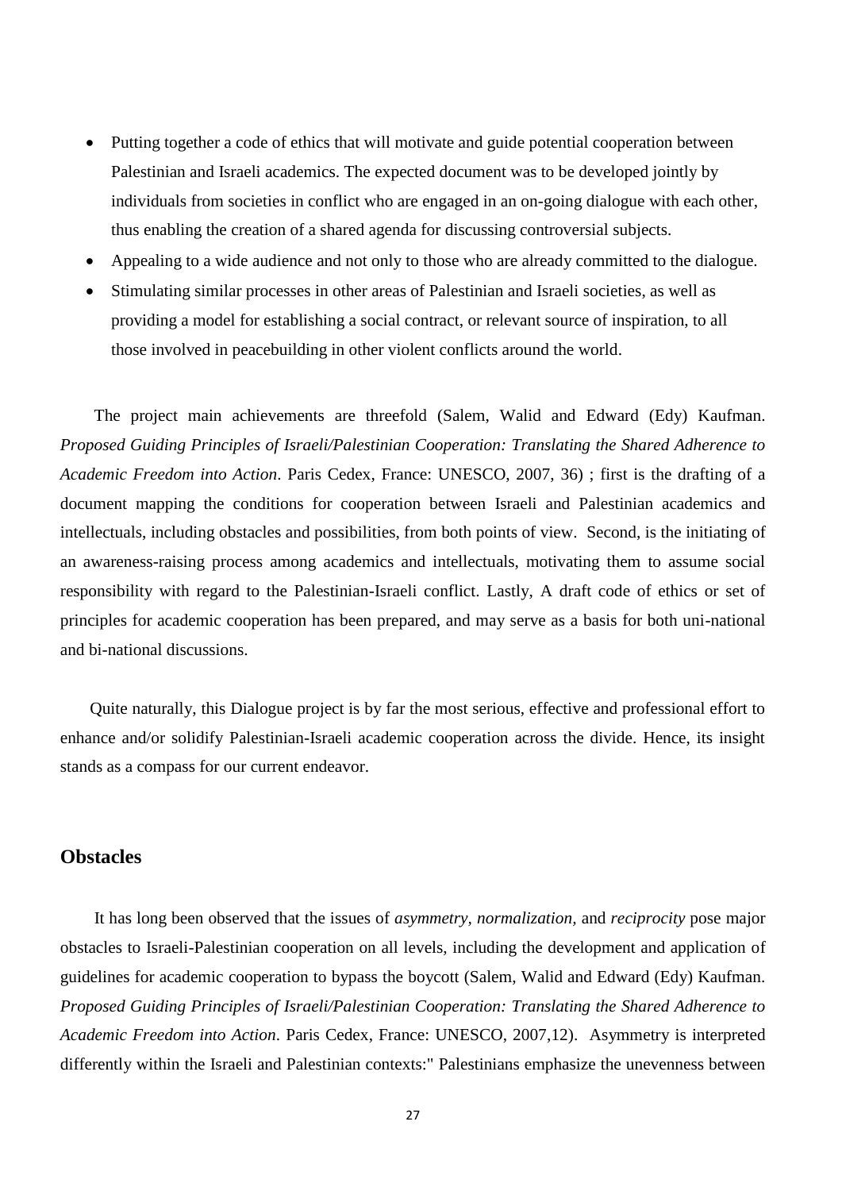- Putting together a code of ethics that will motivate and guide potential cooperation between Palestinian and Israeli academics. The expected document was to be developed jointly by individuals from societies in conflict who are engaged in an on-going dialogue with each other, thus enabling the creation of a shared agenda for discussing controversial subjects.
- Appealing to a wide audience and not only to those who are already committed to the dialogue.
- Stimulating similar processes in other areas of Palestinian and Israeli societies, as well as providing a model for establishing a social contract, or relevant source of inspiration, to all those involved in peacebuilding in other violent conflicts around the world.

The project main achievements are threefold (Salem, Walid and Edward (Edy) Kaufman. *Proposed Guiding Principles of Israeli/Palestinian Cooperation: Translating the Shared Adherence to Academic Freedom into Action*. Paris Cedex, France: UNESCO, 2007, 36) ; first is the drafting of a document mapping the conditions for cooperation between Israeli and Palestinian academics and intellectuals, including obstacles and possibilities, from both points of view. Second, is the initiating of an awareness-raising process among academics and intellectuals, motivating them to assume social responsibility with regard to the Palestinian-Israeli conflict. Lastly, A draft code of ethics or set of principles for academic cooperation has been prepared, and may serve as a basis for both uni-national and bi-national discussions.

Quite naturally, this Dialogue project is by far the most serious, effective and professional effort to enhance and/or solidify Palestinian-Israeli academic cooperation across the divide. Hence, its insight stands as a compass for our current endeavor.

## Obstacles

It has long been observed that the issues of *asymmetry, normalization,* and *reciprocity* pose major obstacles to Israeli-Palestinian cooperation on all levels, including the development and application of guidelines for academic cooperation to bypass the boycott (Salem, Walid and Edward (Edy) Kaufman. *Proposed Guiding Principles of Israeli/Palestinian Cooperation: Translating the Shared Adherence to Academic Freedom into Action*. Paris Cedex, France: UNESCO, 2007,12). Asymmetry is interpreted differently within the Israeli and Palestinian contexts:" Palestinians emphasize the unevenness between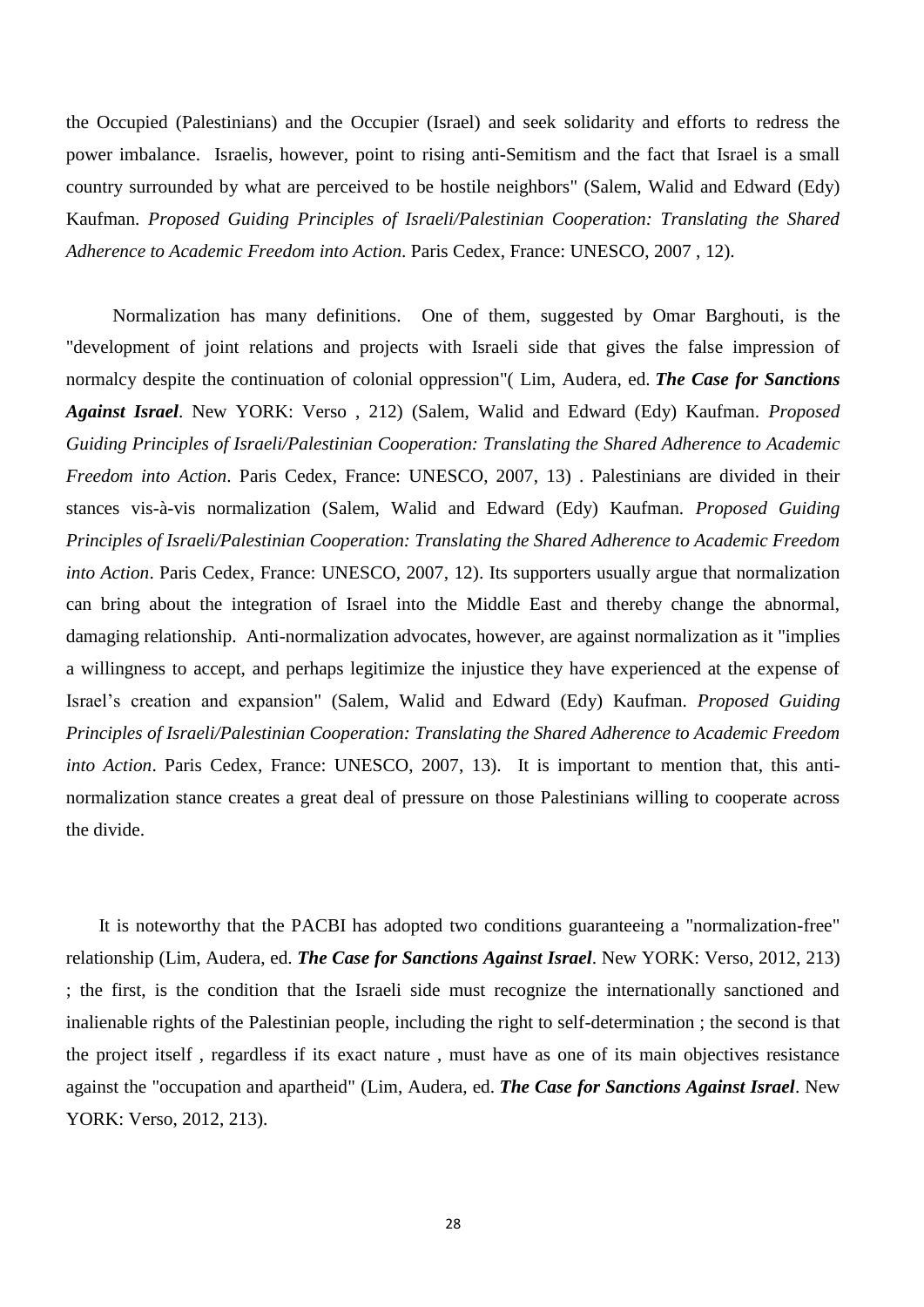the Occupied (Palestinians) and the Occupier (Israel) and seek solidarity and efforts to redress the power imbalance. Israelis, however, point to rising anti-Semitism and the fact that Israel is a small country surrounded by what are perceived to be hostile neighbors" (Salem, Walid and Edward (Edy) Kaufman. *Proposed Guiding Principles of Israeli/Palestinian Cooperation: Translating the Shared Adherence to Academic Freedom into Action*. Paris Cedex, France: UNESCO, 2007 , 12).

Normalization has many definitions. One of them, suggested by Omar Barghouti, is the "development of joint relations and projects with Israeli side that gives the false impression of normalcy despite the continuation of colonial oppression"( Lim, Audera, ed. ***The Case for Sanctions Against Israel***. New YORK: Verso , 212) (Salem, Walid and Edward (Edy) Kaufman. *Proposed Guiding Principles of Israeli/Palestinian Cooperation: Translating the Shared Adherence to Academic Freedom into Action*. Paris Cedex, France: UNESCO, 2007, 13) . Palestinians are divided in their stances vis-à-vis normalization (Salem, Walid and Edward (Edy) Kaufman. *Proposed Guiding Principles of Israeli/Palestinian Cooperation: Translating the Shared Adherence to Academic Freedom into Action*. Paris Cedex, France: UNESCO, 2007, 12). Its supporters usually argue that normalization can bring about the integration of Israel into the Middle East and thereby change the abnormal, damaging relationship. Anti-normalization advocates, however, are against normalization as it "implies a willingness to accept, and perhaps legitimize the injustice they have experienced at the expense of Israel's creation and expansion" (Salem, Walid and Edward (Edy) Kaufman. *Proposed Guiding Principles of Israeli/Palestinian Cooperation: Translating the Shared Adherence to Academic Freedom into Action*. Paris Cedex, France: UNESCO, 2007, 13). It is important to mention that, this anti-normalization stance creates a great deal of pressure on those Palestinians willing to cooperate across the divide.

It is noteworthy that the PACBI has adopted two conditions guaranteeing a "normalization-free" relationship (Lim, Audera, ed. ***The Case for Sanctions Against Israel***. New YORK: Verso, 2012, 213) ; the first, is the condition that the Israeli side must recognize the internationally sanctioned and inalienable rights of the Palestinian people, including the right to self-determination ; the second is that the project itself , regardless if its exact nature , must have as one of its main objectives resistance against the "occupation and apartheid" (Lim, Audera, ed. ***The Case for Sanctions Against Israel***. New YORK: Verso, 2012, 213).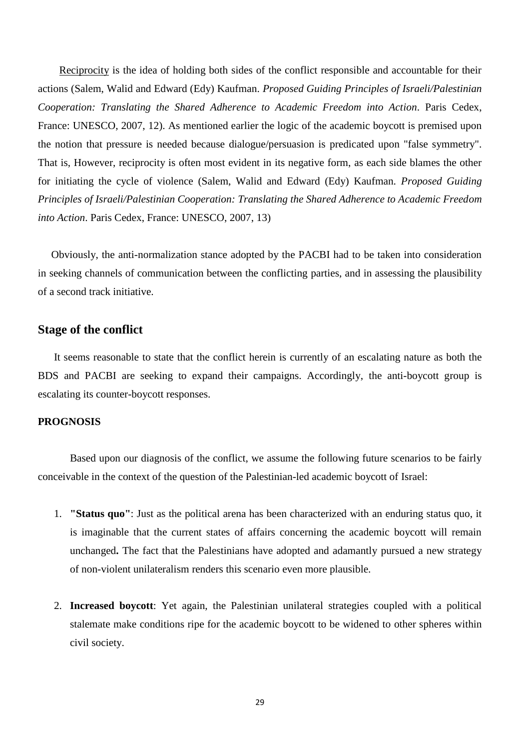Reciprocity is the idea of holding both sides of the conflict responsible and accountable for their actions (Salem, Walid and Edward (Edy) Kaufman. *Proposed Guiding Principles of Israeli/Palestinian Cooperation: Translating the Shared Adherence to Academic Freedom into Action*. Paris Cedex, France: UNESCO, 2007, 12). As mentioned earlier the logic of the academic boycott is premised upon the notion that pressure is needed because dialogue/persuasion is predicated upon "false symmetry". That is, However, reciprocity is often most evident in its negative form, as each side blames the other for initiating the cycle of violence (Salem, Walid and Edward (Edy) Kaufman. *Proposed Guiding Principles of Israeli/Palestinian Cooperation: Translating the Shared Adherence to Academic Freedom into Action*. Paris Cedex, France: UNESCO, 2007, 13)

Obviously, the anti-normalization stance adopted by the PACBI had to be taken into consideration in seeking channels of communication between the conflicting parties, and in assessing the plausibility of a second track initiative.

## Stage of the conflict

It seems reasonable to state that the conflict herein is currently of an escalating nature as both the BDS and PACBI are seeking to expand their campaigns. Accordingly, the anti-boycott group is escalating its counter-boycott responses.

### PROGNOSIS

Based upon our diagnosis of the conflict, we assume the following future scenarios to be fairly conceivable in the context of the question of the Palestinian-led academic boycott of Israel:

1. **"Status quo"**: Just as the political arena has been characterized with an enduring status quo, it is imaginable that the current states of affairs concerning the academic boycott will remain unchanged**.** The fact that the Palestinians have adopted and adamantly pursued a new strategy of non-violent unilateralism renders this scenario even more plausible.

2. **Increased boycott**: Yet again, the Palestinian unilateral strategies coupled with a political stalemate make conditions ripe for the academic boycott to be widened to other spheres within civil society.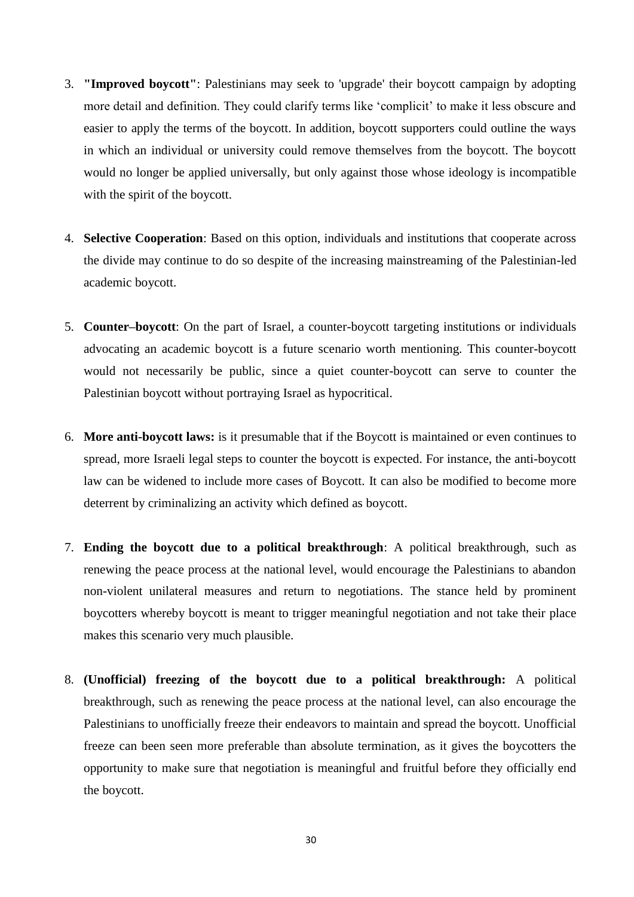3. **"Improved boycott"**: Palestinians may seek to 'upgrade' their boycott campaign by adopting more detail and definition. They could clarify terms like 'complicit' to make it less obscure and easier to apply the terms of the boycott. In addition, boycott supporters could outline the ways in which an individual or university could remove themselves from the boycott. The boycott would no longer be applied universally, but only against those whose ideology is incompatible with the spirit of the boycott.

4. **Selective Cooperation**: Based on this option, individuals and institutions that cooperate across the divide may continue to do so despite of the increasing mainstreaming of the Palestinian-led academic boycott.

5. **Counter–boycott**: On the part of Israel, a counter-boycott targeting institutions or individuals advocating an academic boycott is a future scenario worth mentioning. This counter-boycott would not necessarily be public, since a quiet counter-boycott can serve to counter the Palestinian boycott without portraying Israel as hypocritical.

6. **More anti-boycott laws:** is it presumable that if the Boycott is maintained or even continues to spread, more Israeli legal steps to counter the boycott is expected. For instance, the anti-boycott law can be widened to include more cases of Boycott. It can also be modified to become more deterrent by criminalizing an activity which defined as boycott.

7. **Ending the boycott due to a political breakthrough**: A political breakthrough, such as renewing the peace process at the national level, would encourage the Palestinians to abandon non-violent unilateral measures and return to negotiations. The stance held by prominent boycotters whereby boycott is meant to trigger meaningful negotiation and not take their place makes this scenario very much plausible.

8. **(Unofficial) freezing of the boycott due to a political breakthrough:** A political breakthrough, such as renewing the peace process at the national level, can also encourage the Palestinians to unofficially freeze their endeavors to maintain and spread the boycott. Unofficial freeze can been seen more preferable than absolute termination, as it gives the boycotters the opportunity to make sure that negotiation is meaningful and fruitful before they officially end the boycott.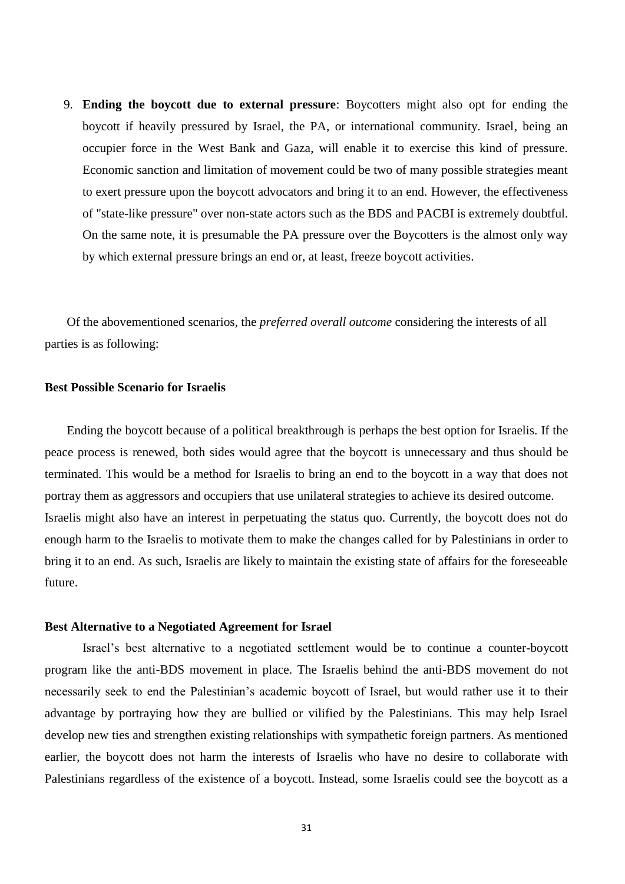9. **Ending the boycott due to external pressure**: Boycotters might also opt for ending the boycott if heavily pressured by Israel, the PA, or international community. Israel, being an occupier force in the West Bank and Gaza, will enable it to exercise this kind of pressure. Economic sanction and limitation of movement could be two of many possible strategies meant to exert pressure upon the boycott advocators and bring it to an end. However, the effectiveness of "state-like pressure" over non-state actors such as the BDS and PACBI is extremely doubtful. On the same note, it is presumable the PA pressure over the Boycotters is the almost only way by which external pressure brings an end or, at least, freeze boycott activities.

Of the abovementioned scenarios, the *preferred overall outcome* considering the interests of all parties is as following:

**Best Possible Scenario for Israelis**

Ending the boycott because of a political breakthrough is perhaps the best option for Israelis. If the peace process is renewed, both sides would agree that the boycott is unnecessary and thus should be terminated. This would be a method for Israelis to bring an end to the boycott in a way that does not portray them as aggressors and occupiers that use unilateral strategies to achieve its desired outcome. Israelis might also have an interest in perpetuating the status quo. Currently, the boycott does not do enough harm to the Israelis to motivate them to make the changes called for by Palestinians in order to bring it to an end. As such, Israelis are likely to maintain the existing state of affairs for the foreseeable future.

**Best Alternative to a Negotiated Agreement for Israel**

Israel's best alternative to a negotiated settlement would be to continue a counter-boycott program like the anti-BDS movement in place. The Israelis behind the anti-BDS movement do not necessarily seek to end the Palestinian's academic boycott of Israel, but would rather use it to their advantage by portraying how they are bullied or vilified by the Palestinians. This may help Israel develop new ties and strengthen existing relationships with sympathetic foreign partners. As mentioned earlier, the boycott does not harm the interests of Israelis who have no desire to collaborate with Palestinians regardless of the existence of a boycott. Instead, some Israelis could see the boycott as a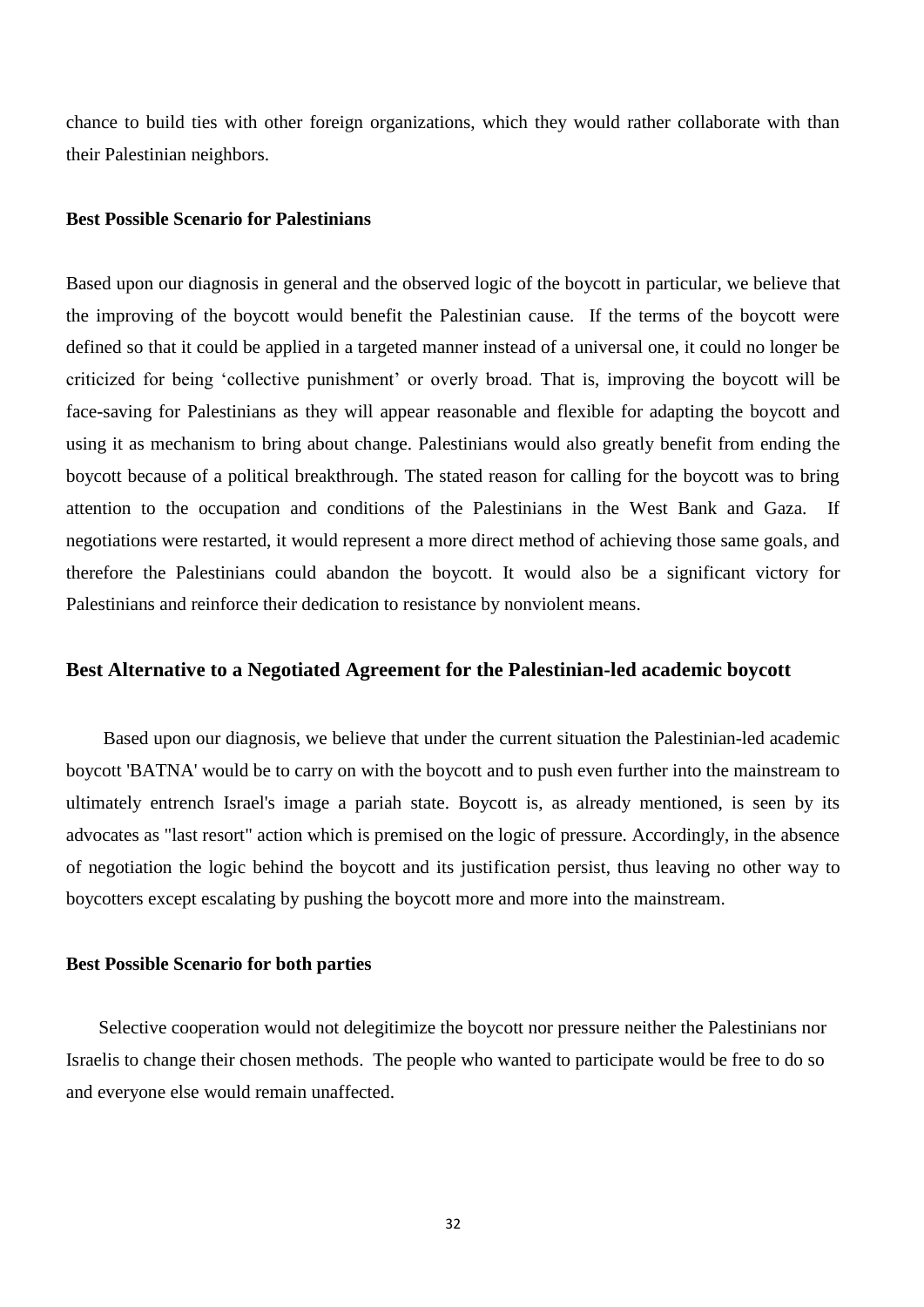chance to build ties with other foreign organizations, which they would rather collaborate with than their Palestinian neighbors.

**Best Possible Scenario for Palestinians**

Based upon our diagnosis in general and the observed logic of the boycott in particular, we believe that the improving of the boycott would benefit the Palestinian cause. If the terms of the boycott were defined so that it could be applied in a targeted manner instead of a universal one, it could no longer be criticized for being 'collective punishment' or overly broad. That is, improving the boycott will be face-saving for Palestinians as they will appear reasonable and flexible for adapting the boycott and using it as mechanism to bring about change. Palestinians would also greatly benefit from ending the boycott because of a political breakthrough. The stated reason for calling for the boycott was to bring attention to the occupation and conditions of the Palestinians in the West Bank and Gaza. If negotiations were restarted, it would represent a more direct method of achieving those same goals, and therefore the Palestinians could abandon the boycott. It would also be a significant victory for Palestinians and reinforce their dedication to resistance by nonviolent means.

## Best Alternative to a Negotiated Agreement for the Palestinian-led academic boycott

Based upon our diagnosis, we believe that under the current situation the Palestinian-led academic boycott 'BATNA' would be to carry on with the boycott and to push even further into the mainstream to ultimately entrench Israel's image a pariah state. Boycott is, as already mentioned, is seen by its advocates as "last resort" action which is premised on the logic of pressure. Accordingly, in the absence of negotiation the logic behind the boycott and its justification persist, thus leaving no other way to boycotters except escalating by pushing the boycott more and more into the mainstream.

**Best Possible Scenario for both parties**

Selective cooperation would not delegitimize the boycott nor pressure neither the Palestinians nor Israelis to change their chosen methods. The people who wanted to participate would be free to do so and everyone else would remain unaffected.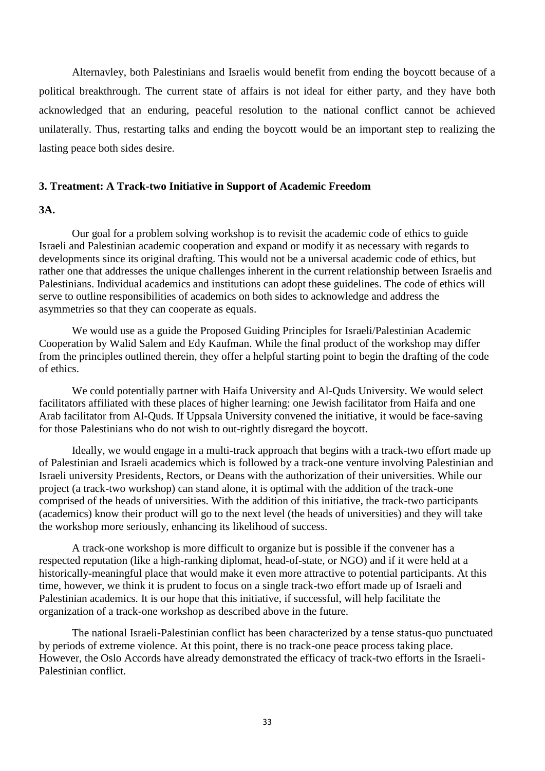Alternavley, both Palestinians and Israelis would benefit from ending the boycott because of a political breakthrough. The current state of affairs is not ideal for either party, and they have both acknowledged that an enduring, peaceful resolution to the national conflict cannot be achieved unilaterally. Thus, restarting talks and ending the boycott would be an important step to realizing the lasting peace both sides desire.

## 3. Treatment: A Track-two Initiative in Support of Academic Freedom

### 3A.

Our goal for a problem solving workshop is to revisit the academic code of ethics to guide Israeli and Palestinian academic cooperation and expand or modify it as necessary with regards to developments since its original drafting. This would not be a universal academic code of ethics, but rather one that addresses the unique challenges inherent in the current relationship between Israelis and Palestinians. Individual academics and institutions can adopt these guidelines. The code of ethics will serve to outline responsibilities of academics on both sides to acknowledge and address the asymmetries so that they can cooperate as equals.

We would use as a guide the Proposed Guiding Principles for Israeli/Palestinian Academic Cooperation by Walid Salem and Edy Kaufman. While the final product of the workshop may differ from the principles outlined therein, they offer a helpful starting point to begin the drafting of the code of ethics.

We could potentially partner with Haifa University and Al-Quds University. We would select facilitators affiliated with these places of higher learning: one Jewish facilitator from Haifa and one Arab facilitator from Al-Quds. If Uppsala University convened the initiative, it would be face-saving for those Palestinians who do not wish to out-rightly disregard the boycott.

Ideally, we would engage in a multi-track approach that begins with a track-two effort made up of Palestinian and Israeli academics which is followed by a track-one venture involving Palestinian and Israeli university Presidents, Rectors, or Deans with the authorization of their universities. While our project (a track-two workshop) can stand alone, it is optimal with the addition of the track-one comprised of the heads of universities. With the addition of this initiative, the track-two participants (academics) know their product will go to the next level (the heads of universities) and they will take the workshop more seriously, enhancing its likelihood of success.

A track-one workshop is more difficult to organize but is possible if the convener has a respected reputation (like a high-ranking diplomat, head-of-state, or NGO) and if it were held at a historically-meaningful place that would make it even more attractive to potential participants. At this time, however, we think it is prudent to focus on a single track-two effort made up of Israeli and Palestinian academics. It is our hope that this initiative, if successful, will help facilitate the organization of a track-one workshop as described above in the future.

The national Israeli-Palestinian conflict has been characterized by a tense status-quo punctuated by periods of extreme violence. At this point, there is no track-one peace process taking place. However, the Oslo Accords have already demonstrated the efficacy of track-two efforts in the Israeli-Palestinian conflict.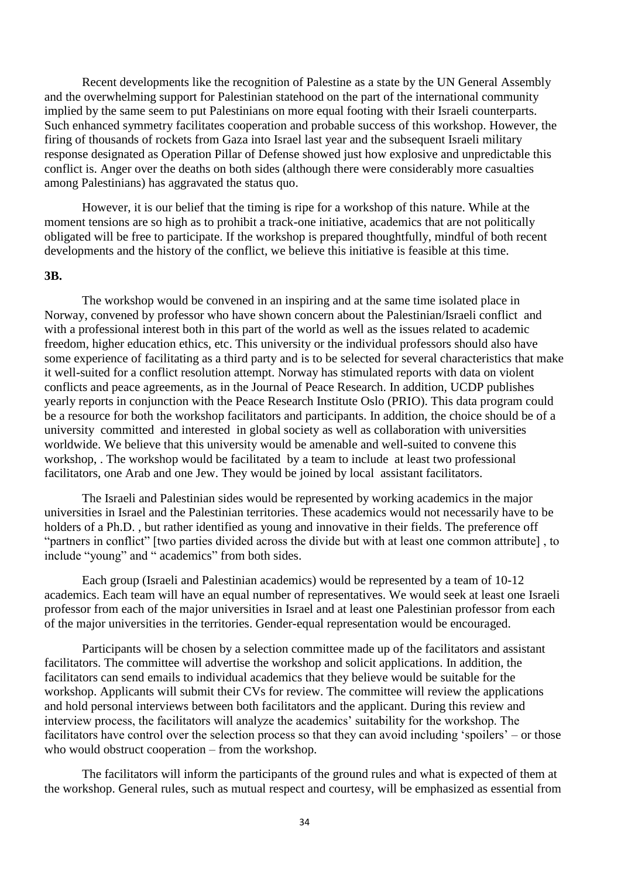Recent developments like the recognition of Palestine as a state by the UN General Assembly and the overwhelming support for Palestinian statehood on the part of the international community implied by the same seem to put Palestinians on more equal footing with their Israeli counterparts. Such enhanced symmetry facilitates cooperation and probable success of this workshop. However, the firing of thousands of rockets from Gaza into Israel last year and the subsequent Israeli military response designated as Operation Pillar of Defense showed just how explosive and unpredictable this conflict is. Anger over the deaths on both sides (although there were considerably more casualties among Palestinians) has aggravated the status quo.

However, it is our belief that the timing is ripe for a workshop of this nature. While at the moment tensions are so high as to prohibit a track-one initiative, academics that are not politically obligated will be free to participate. If the workshop is prepared thoughtfully, mindful of both recent developments and the history of the conflict, we believe this initiative is feasible at this time.

**3B.**

The workshop would be convened in an inspiring and at the same time isolated place in Norway, convened by professor who have shown concern about the Palestinian/Israeli conflict and with a professional interest both in this part of the world as well as the issues related to academic freedom, higher education ethics, etc. This university or the individual professors should also have some experience of facilitating as a third party and is to be selected for several characteristics that make it well-suited for a conflict resolution attempt. Norway has stimulated reports with data on violent conflicts and peace agreements, as in the Journal of Peace Research. In addition, UCDP publishes yearly reports in conjunction with the Peace Research Institute Oslo (PRIO). This data program could be a resource for both the workshop facilitators and participants. In addition, the choice should be of a university committed and interested in global society as well as collaboration with universities worldwide. We believe that this university would be amenable and well-suited to convene this workshop, . The workshop would be facilitated by a team to include at least two professional facilitators, one Arab and one Jew. They would be joined by local assistant facilitators.

The Israeli and Palestinian sides would be represented by working academics in the major universities in Israel and the Palestinian territories. These academics would not necessarily have to be holders of a Ph.D. , but rather identified as young and innovative in their fields. The preference off "partners in conflict" [two parties divided across the divide but with at least one common attribute] , to include "young" and " academics" from both sides.

Each group (Israeli and Palestinian academics) would be represented by a team of 10-12 academics. Each team will have an equal number of representatives. We would seek at least one Israeli professor from each of the major universities in Israel and at least one Palestinian professor from each of the major universities in the territories. Gender-equal representation would be encouraged.

Participants will be chosen by a selection committee made up of the facilitators and assistant facilitators. The committee will advertise the workshop and solicit applications. In addition, the facilitators can send emails to individual academics that they believe would be suitable for the workshop. Applicants will submit their CVs for review. The committee will review the applications and hold personal interviews between both facilitators and the applicant. During this review and interview process, the facilitators will analyze the academics' suitability for the workshop. The facilitators have control over the selection process so that they can avoid including 'spoilers' – or those who would obstruct cooperation – from the workshop.

The facilitators will inform the participants of the ground rules and what is expected of them at the workshop. General rules, such as mutual respect and courtesy, will be emphasized as essential from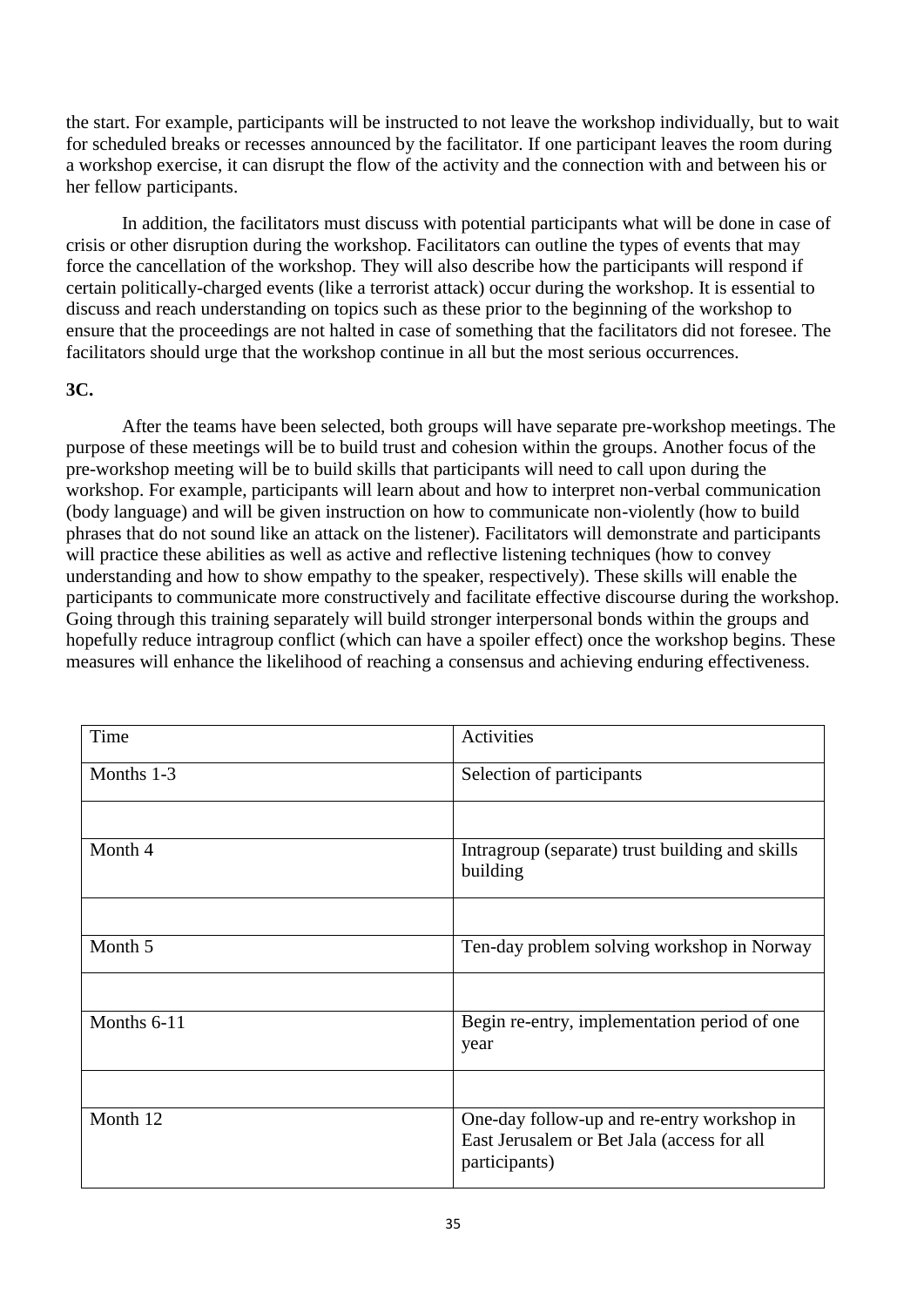the start. For example, participants will be instructed to not leave the workshop individually, but to wait for scheduled breaks or recesses announced by the facilitator. If one participant leaves the room during a workshop exercise, it can disrupt the flow of the activity and the connection with and between his or her fellow participants.

In addition, the facilitators must discuss with potential participants what will be done in case of crisis or other disruption during the workshop. Facilitators can outline the types of events that may force the cancellation of the workshop. They will also describe how the participants will respond if certain politically-charged events (like a terrorist attack) occur during the workshop. It is essential to discuss and reach understanding on topics such as these prior to the beginning of the workshop to ensure that the proceedings are not halted in case of something that the facilitators did not foresee. The facilitators should urge that the workshop continue in all but the most serious occurrences.

**3C.**

After the teams have been selected, both groups will have separate pre-workshop meetings. The purpose of these meetings will be to build trust and cohesion within the groups. Another focus of the pre-workshop meeting will be to build skills that participants will need to call upon during the workshop. For example, participants will learn about and how to interpret non-verbal communication (body language) and will be given instruction on how to communicate non-violently (how to build phrases that do not sound like an attack on the listener). Facilitators will demonstrate and participants will practice these abilities as well as active and reflective listening techniques (how to convey understanding and how to show empathy to the speaker, respectively). These skills will enable the participants to communicate more constructively and facilitate effective discourse during the workshop. Going through this training separately will build stronger interpersonal bonds within the groups and hopefully reduce intragroup conflict (which can have a spoiler effect) once the workshop begins. These measures will enhance the likelihood of reaching a consensus and achieving enduring effectiveness.

| Time | Activities |
|---|---|
| Months 1-3 | Selection of participants |
| | |
| Month 4 | Intragroup (separate) trust building and skills building |
| | |
| Month 5 | Ten-day problem solving workshop in Norway |
| | |
| Months 6-11 | Begin re-entry, implementation period of one year |
| | |
| Month 12 | One-day follow-up and re-entry workshop in East Jerusalem or Bet Jala (access for all participants) |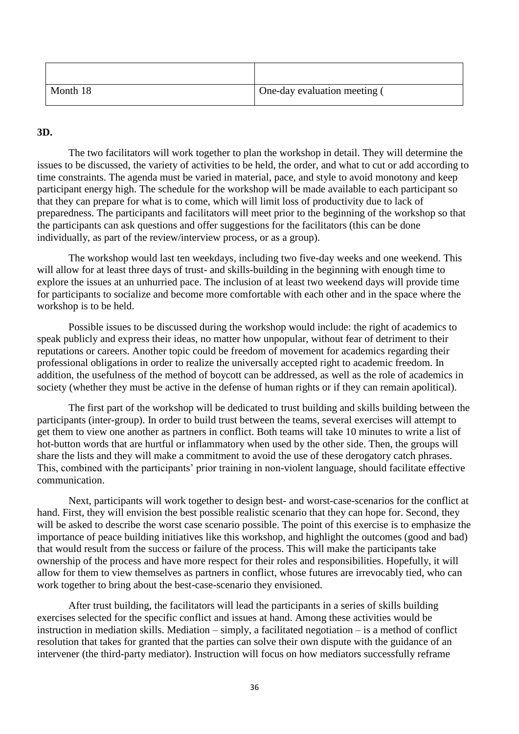| | |
|---|---|
| Month 18 | One-day evaluation meeting ( |

**3D.**

The two facilitators will work together to plan the workshop in detail. They will determine the issues to be discussed, the variety of activities to be held, the order, and what to cut or add according to time constraints. The agenda must be varied in material, pace, and style to avoid monotony and keep participant energy high. The schedule for the workshop will be made available to each participant so that they can prepare for what is to come, which will limit loss of productivity due to lack of preparedness. The participants and facilitators will meet prior to the beginning of the workshop so that the participants can ask questions and offer suggestions for the facilitators (this can be done individually, as part of the review/interview process, or as a group).

The workshop would last ten weekdays, including two five-day weeks and one weekend. This will allow for at least three days of trust- and skills-building in the beginning with enough time to explore the issues at an unhurried pace. The inclusion of at least two weekend days will provide time for participants to socialize and become more comfortable with each other and in the space where the workshop is to be held.

Possible issues to be discussed during the workshop would include: the right of academics to speak publicly and express their ideas, no matter how unpopular, without fear of detriment to their reputations or careers. Another topic could be freedom of movement for academics regarding their professional obligations in order to realize the universally accepted right to academic freedom. In addition, the usefulness of the method of boycott can be addressed, as well as the role of academics in society (whether they must be active in the defense of human rights or if they can remain apolitical).

The first part of the workshop will be dedicated to trust building and skills building between the participants (inter-group). In order to build trust between the teams, several exercises will attempt to get them to view one another as partners in conflict. Both teams will take 10 minutes to write a list of hot-button words that are hurtful or inflammatory when used by the other side. Then, the groups will share the lists and they will make a commitment to avoid the use of these derogatory catch phrases. This, combined with the participants' prior training in non-violent language, should facilitate effective communication.

Next, participants will work together to design best- and worst-case-scenarios for the conflict at hand. First, they will envision the best possible realistic scenario that they can hope for. Second, they will be asked to describe the worst case scenario possible. The point of this exercise is to emphasize the importance of peace building initiatives like this workshop, and highlight the outcomes (good and bad) that would result from the success or failure of the process. This will make the participants take ownership of the process and have more respect for their roles and responsibilities. Hopefully, it will allow for them to view themselves as partners in conflict, whose futures are irrevocably tied, who can work together to bring about the best-case-scenario they envisioned.

After trust building, the facilitators will lead the participants in a series of skills building exercises selected for the specific conflict and issues at hand. Among these activities would be instruction in mediation skills. Mediation – simply, a facilitated negotiation – is a method of conflict resolution that takes for granted that the parties can solve their own dispute with the guidance of an intervener (the third-party mediator). Instruction will focus on how mediators successfully reframe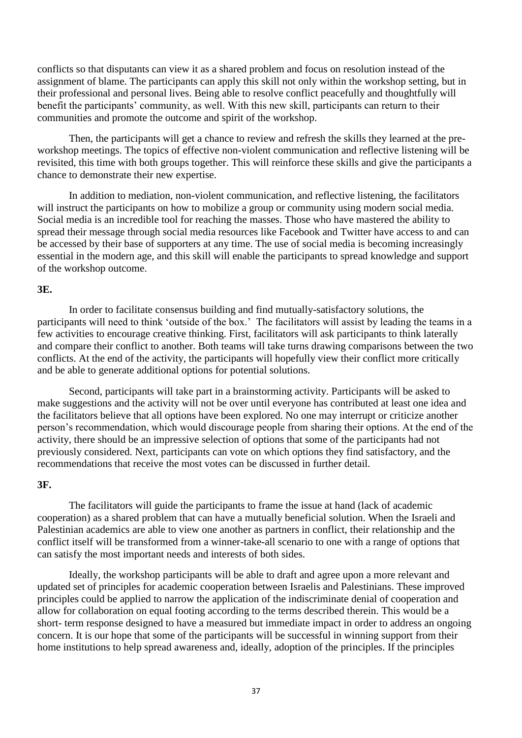conflicts so that disputants can view it as a shared problem and focus on resolution instead of the assignment of blame. The participants can apply this skill not only within the workshop setting, but in their professional and personal lives. Being able to resolve conflict peacefully and thoughtfully will benefit the participants' community, as well. With this new skill, participants can return to their communities and promote the outcome and spirit of the workshop.

Then, the participants will get a chance to review and refresh the skills they learned at the pre-workshop meetings. The topics of effective non-violent communication and reflective listening will be revisited, this time with both groups together. This will reinforce these skills and give the participants a chance to demonstrate their new expertise.

In addition to mediation, non-violent communication, and reflective listening, the facilitators will instruct the participants on how to mobilize a group or community using modern social media. Social media is an incredible tool for reaching the masses. Those who have mastered the ability to spread their message through social media resources like Facebook and Twitter have access to and can be accessed by their base of supporters at any time. The use of social media is becoming increasingly essential in the modern age, and this skill will enable the participants to spread knowledge and support of the workshop outcome.

**3E.**

In order to facilitate consensus building and find mutually-satisfactory solutions, the participants will need to think 'outside of the box.' The facilitators will assist by leading the teams in a few activities to encourage creative thinking. First, facilitators will ask participants to think laterally and compare their conflict to another. Both teams will take turns drawing comparisons between the two conflicts. At the end of the activity, the participants will hopefully view their conflict more critically and be able to generate additional options for potential solutions.

Second, participants will take part in a brainstorming activity. Participants will be asked to make suggestions and the activity will not be over until everyone has contributed at least one idea and the facilitators believe that all options have been explored. No one may interrupt or criticize another person's recommendation, which would discourage people from sharing their options. At the end of the activity, there should be an impressive selection of options that some of the participants had not previously considered. Next, participants can vote on which options they find satisfactory, and the recommendations that receive the most votes can be discussed in further detail.

**3F.**

The facilitators will guide the participants to frame the issue at hand (lack of academic cooperation) as a shared problem that can have a mutually beneficial solution. When the Israeli and Palestinian academics are able to view one another as partners in conflict, their relationship and the conflict itself will be transformed from a winner-take-all scenario to one with a range of options that can satisfy the most important needs and interests of both sides.

Ideally, the workshop participants will be able to draft and agree upon a more relevant and updated set of principles for academic cooperation between Israelis and Palestinians. These improved principles could be applied to narrow the application of the indiscriminate denial of cooperation and allow for collaboration on equal footing according to the terms described therein. This would be a short- term response designed to have a measured but immediate impact in order to address an ongoing concern. It is our hope that some of the participants will be successful in winning support from their home institutions to help spread awareness and, ideally, adoption of the principles. If the principles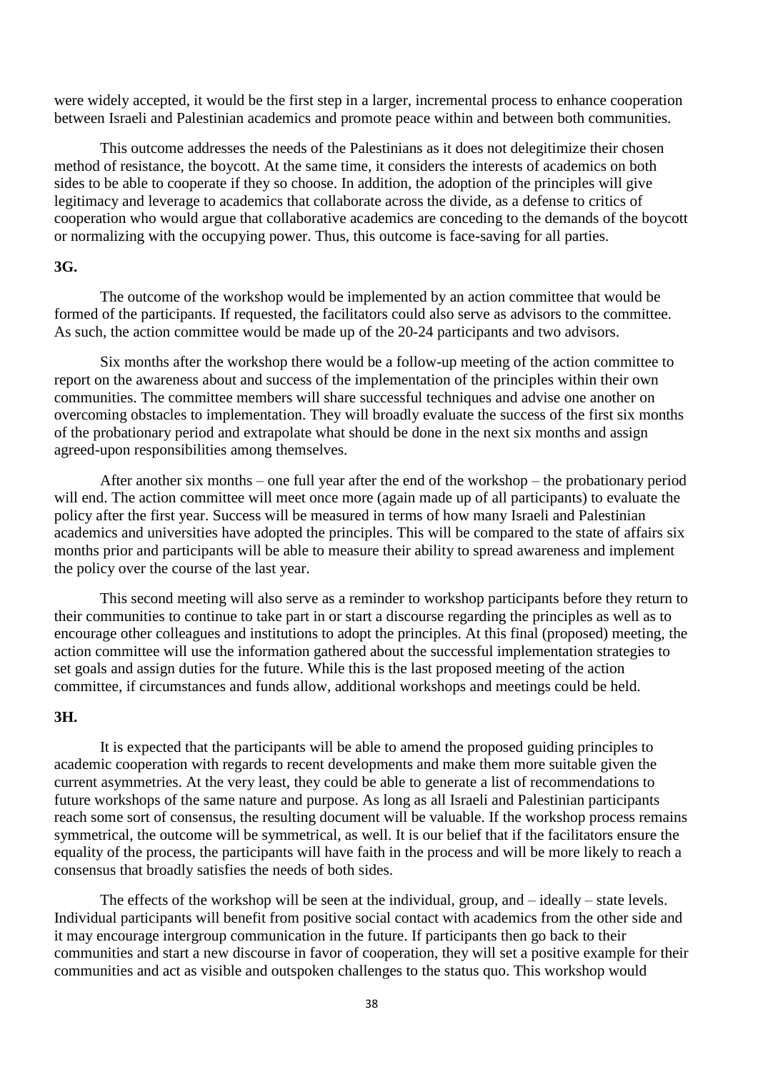were widely accepted, it would be the first step in a larger, incremental process to enhance cooperation between Israeli and Palestinian academics and promote peace within and between both communities.

This outcome addresses the needs of the Palestinians as it does not delegitimize their chosen method of resistance, the boycott. At the same time, it considers the interests of academics on both sides to be able to cooperate if they so choose. In addition, the adoption of the principles will give legitimacy and leverage to academics that collaborate across the divide, as a defense to critics of cooperation who would argue that collaborative academics are conceding to the demands of the boycott or normalizing with the occupying power. Thus, this outcome is face-saving for all parties.

**3G.**

The outcome of the workshop would be implemented by an action committee that would be formed of the participants. If requested, the facilitators could also serve as advisors to the committee. As such, the action committee would be made up of the 20-24 participants and two advisors.

Six months after the workshop there would be a follow-up meeting of the action committee to report on the awareness about and success of the implementation of the principles within their own communities. The committee members will share successful techniques and advise one another on overcoming obstacles to implementation. They will broadly evaluate the success of the first six months of the probationary period and extrapolate what should be done in the next six months and assign agreed-upon responsibilities among themselves.

After another six months – one full year after the end of the workshop – the probationary period will end. The action committee will meet once more (again made up of all participants) to evaluate the policy after the first year. Success will be measured in terms of how many Israeli and Palestinian academics and universities have adopted the principles. This will be compared to the state of affairs six months prior and participants will be able to measure their ability to spread awareness and implement the policy over the course of the last year.

This second meeting will also serve as a reminder to workshop participants before they return to their communities to continue to take part in or start a discourse regarding the principles as well as to encourage other colleagues and institutions to adopt the principles. At this final (proposed) meeting, the action committee will use the information gathered about the successful implementation strategies to set goals and assign duties for the future. While this is the last proposed meeting of the action committee, if circumstances and funds allow, additional workshops and meetings could be held.

**3H.**

It is expected that the participants will be able to amend the proposed guiding principles to academic cooperation with regards to recent developments and make them more suitable given the current asymmetries. At the very least, they could be able to generate a list of recommendations to future workshops of the same nature and purpose. As long as all Israeli and Palestinian participants reach some sort of consensus, the resulting document will be valuable. If the workshop process remains symmetrical, the outcome will be symmetrical, as well. It is our belief that if the facilitators ensure the equality of the process, the participants will have faith in the process and will be more likely to reach a consensus that broadly satisfies the needs of both sides.

The effects of the workshop will be seen at the individual, group, and – ideally – state levels. Individual participants will benefit from positive social contact with academics from the other side and it may encourage intergroup communication in the future. If participants then go back to their communities and start a new discourse in favor of cooperation, they will set a positive example for their communities and act as visible and outspoken challenges to the status quo. This workshop would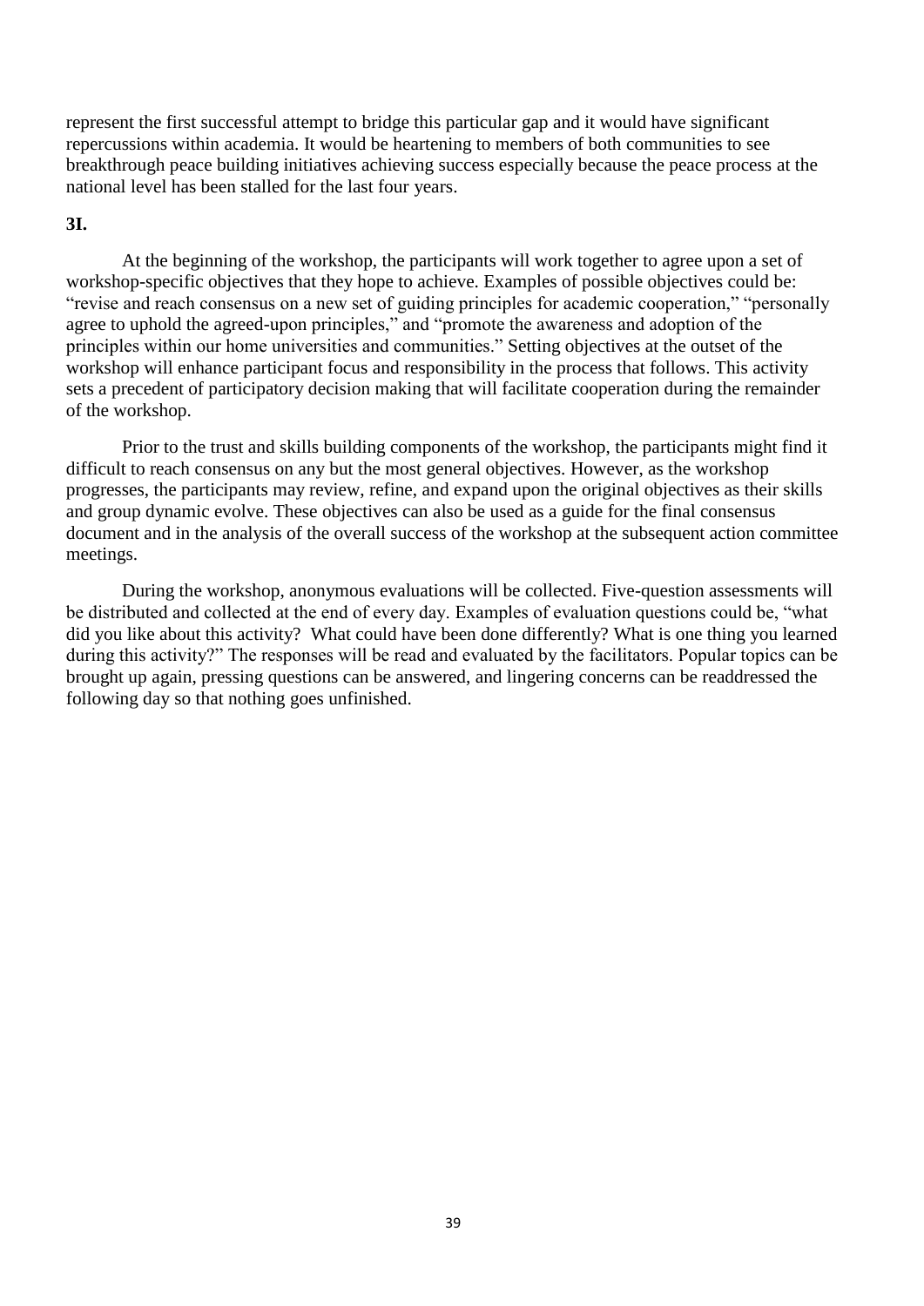represent the first successful attempt to bridge this particular gap and it would have significant repercussions within academia. It would be heartening to members of both communities to see breakthrough peace building initiatives achieving success especially because the peace process at the national level has been stalled for the last four years.

**3I.**

At the beginning of the workshop, the participants will work together to agree upon a set of workshop-specific objectives that they hope to achieve. Examples of possible objectives could be: "revise and reach consensus on a new set of guiding principles for academic cooperation," "personally agree to uphold the agreed-upon principles," and "promote the awareness and adoption of the principles within our home universities and communities." Setting objectives at the outset of the workshop will enhance participant focus and responsibility in the process that follows. This activity sets a precedent of participatory decision making that will facilitate cooperation during the remainder of the workshop.

Prior to the trust and skills building components of the workshop, the participants might find it difficult to reach consensus on any but the most general objectives. However, as the workshop progresses, the participants may review, refine, and expand upon the original objectives as their skills and group dynamic evolve. These objectives can also be used as a guide for the final consensus document and in the analysis of the overall success of the workshop at the subsequent action committee meetings.

During the workshop, anonymous evaluations will be collected. Five-question assessments will be distributed and collected at the end of every day. Examples of evaluation questions could be, "what did you like about this activity? What could have been done differently? What is one thing you learned during this activity?" The responses will be read and evaluated by the facilitators. Popular topics can be brought up again, pressing questions can be answered, and lingering concerns can be readdressed the following day so that nothing goes unfinished.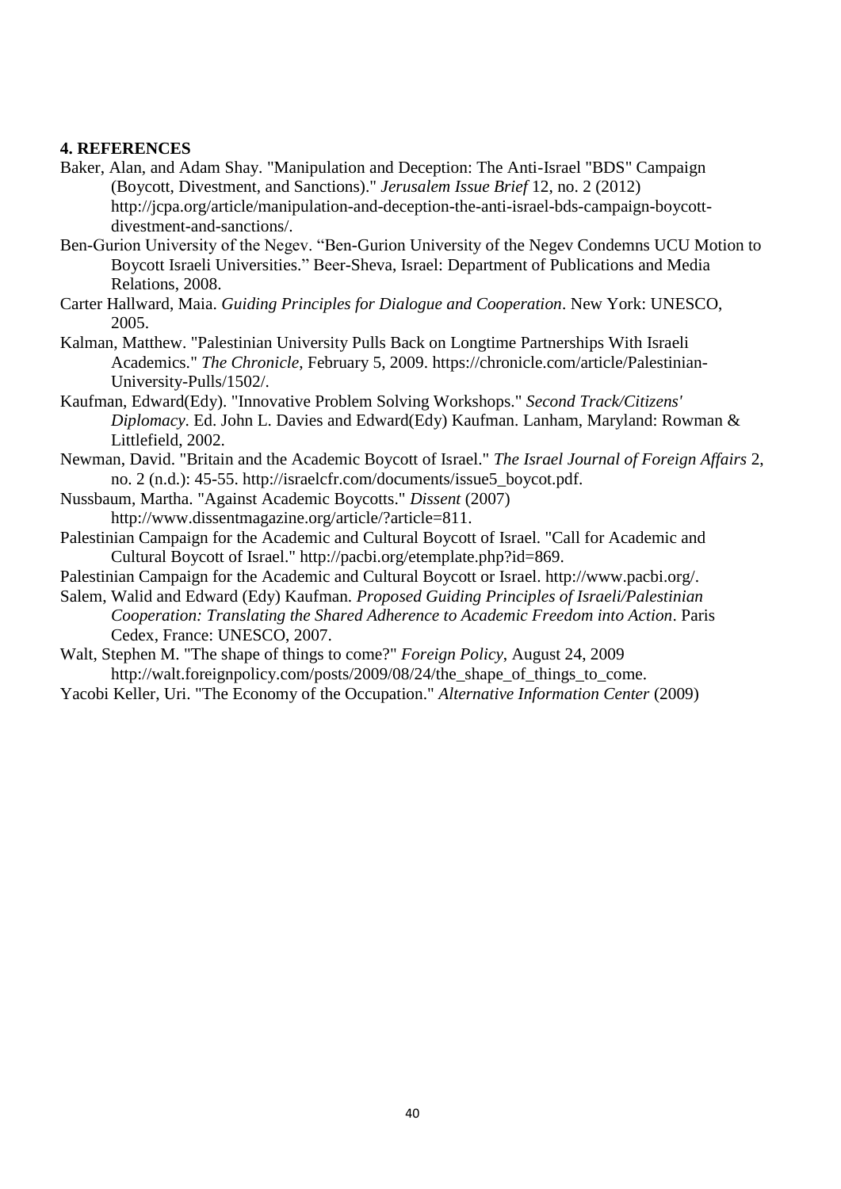## 4. REFERENCES

Baker, Alan, and Adam Shay. "Manipulation and Deception: The Anti-Israel "BDS" Campaign (Boycott, Divestment, and Sanctions)." *Jerusalem Issue Brief* 12, no. 2 (2012) http://jcpa.org/article/manipulation-and-deception-the-anti-israel-bds-campaign-boycott-divestment-and-sanctions/.

Ben-Gurion University of the Negev. "Ben-Gurion University of the Negev Condemns UCU Motion to Boycott Israeli Universities." Beer-Sheva, Israel: Department of Publications and Media Relations, 2008.

Carter Hallward, Maia. *Guiding Principles for Dialogue and Cooperation*. New York: UNESCO, 2005.

Kalman, Matthew. "Palestinian University Pulls Back on Longtime Partnerships With Israeli Academics." *The Chronicle*, February 5, 2009. https://chronicle.com/article/Palestinian-University-Pulls/1502/.

Kaufman, Edward(Edy). "Innovative Problem Solving Workshops." *Second Track/Citizens' Diplomacy*. Ed. John L. Davies and Edward(Edy) Kaufman. Lanham, Maryland: Rowman & Littlefield, 2002.

Newman, David. "Britain and the Academic Boycott of Israel." *The Israel Journal of Foreign Affairs* 2, no. 2 (n.d.): 45-55. http://israelcfr.com/documents/issue5_boycot.pdf.

Nussbaum, Martha. "Against Academic Boycotts." *Dissent* (2007) http://www.dissentmagazine.org/article/?article=811.

Palestinian Campaign for the Academic and Cultural Boycott of Israel. "Call for Academic and Cultural Boycott of Israel." http://pacbi.org/etemplate.php?id=869.

Palestinian Campaign for the Academic and Cultural Boycott or Israel. http://www.pacbi.org/.

Salem, Walid and Edward (Edy) Kaufman. *Proposed Guiding Principles of Israeli/Palestinian Cooperation: Translating the Shared Adherence to Academic Freedom into Action*. Paris Cedex, France: UNESCO, 2007.

Walt, Stephen M. "The shape of things to come?" *Foreign Policy*, August 24, 2009 http://walt.foreignpolicy.com/posts/2009/08/24/the_shape_of_things_to_come.

Yacobi Keller, Uri. "The Economy of the Occupation." *Alternative Information Center* (2009)